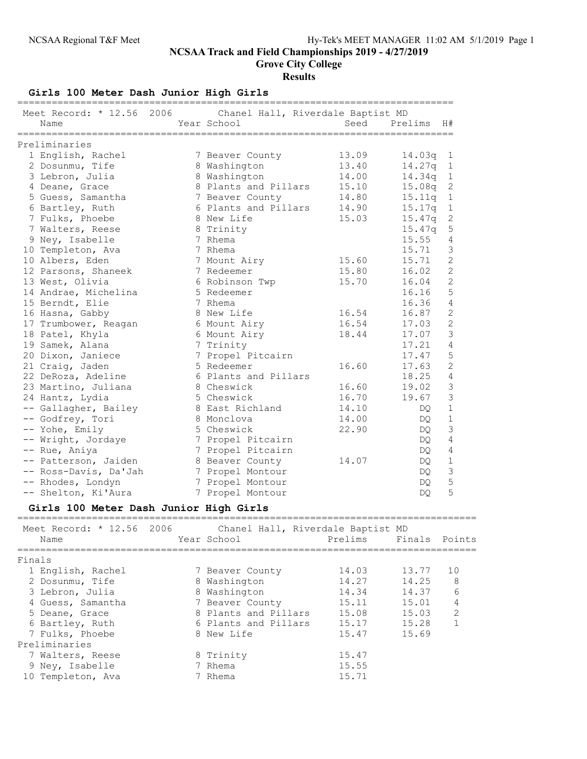# NCSAA Track and Field Championships 2019 - 4/27/2019

## Grove City College

### Results

#### Girls 100 Meter Dash Junior High Girls

Meet Record: * 12.56 2006 Chanel Hall, Riverdale Baptist MD

**Preliminaries**

| Place | Name | Year | School | Seed | Prelims | H# |
|---|---|---|---|---|---|---|
| 1 | English, Rachel | 7 | Beaver County | 13.09 | 14.03q | 1 |
| 2 | Dosunmu, Tife | 8 | Washington | 13.40 | 14.27q | 1 |
| 3 | Lebron, Julia | 8 | Washington | 14.00 | 14.34q | 1 |
| 4 | Deane, Grace | 8 | Plants and Pillars | 15.10 | 15.08q | 2 |
| 5 | Guess, Samantha | 7 | Beaver County | 14.80 | 15.11q | 1 |
| 6 | Bartley, Ruth | 6 | Plants and Pillars | 14.90 | 15.17q | 1 |
| 7 | Fulks, Phoebe | 8 | New Life | 15.03 | 15.47q | 2 |
| 7 | Walters, Reese | 8 | Trinity | | 15.47q | 5 |
| 9 | Ney, Isabelle | 7 | Rhema | | 15.55 | 4 |
| 10 | Templeton, Ava | 7 | Rhema | | 15.71 | 3 |
| 10 | Albers, Eden | 7 | Mount Airy | 15.60 | 15.71 | 2 |
| 12 | Parsons, Shaneek | 7 | Redeemer | 15.80 | 16.02 | 2 |
| 13 | West, Olivia | 6 | Robinson Twp | 15.70 | 16.04 | 2 |
| 14 | Andrae, Michelina | 5 | Redeemer | | 16.16 | 5 |
| 15 | Berndt, Elie | 7 | Rhema | | 16.36 | 4 |
| 16 | Hasna, Gabby | 8 | New Life | 16.54 | 16.87 | 2 |
| 17 | Trumbower, Reagan | 6 | Mount Airy | 16.54 | 17.03 | 2 |
| 18 | Patel, Khyla | 6 | Mount Airy | 18.44 | 17.07 | 3 |
| 19 | Samek, Alana | 7 | Trinity | | 17.21 | 4 |
| 20 | Dixon, Janiece | 7 | Propel Pitcairn | | 17.47 | 5 |
| 21 | Craig, Jaden | 5 | Redeemer | 16.60 | 17.63 | 2 |
| 22 | DeRoza, Adeline | 6 | Plants and Pillars | | 18.25 | 4 |
| 23 | Martino, Juliana | 8 | Cheswick | 16.60 | 19.02 | 3 |
| 24 | Hantz, Lydia | 5 | Cheswick | 16.70 | 19.67 | 3 |
| -- | Gallagher, Bailey | 8 | East Richland | 14.10 | DQ | 1 |
| -- | Godfrey, Tori | 8 | Monclova | 14.00 | DQ | 1 |
| -- | Yohe, Emily | 5 | Cheswick | 22.90 | DQ | 3 |
| -- | Wright, Jordaye | 7 | Propel Pitcairn | | DQ | 4 |
| -- | Rue, Aniya | 7 | Propel Pitcairn | | DQ | 4 |
| -- | Patterson, Jaiden | 8 | Beaver County | 14.07 | DQ | 1 |
| -- | Ross-Davis, Da'Jah | 7 | Propel Montour | | DQ | 3 |
| -- | Rhodes, Londyn | 7 | Propel Montour | | DQ | 5 |
| -- | Shelton, Ki'Aura | 7 | Propel Montour | | DQ | 5 |

#### Girls 100 Meter Dash Junior High Girls

Meet Record: * 12.56 2006 Chanel Hall, Riverdale Baptist MD

| Place | Name | Year | School | Prelims | Finals | Points |
|---|---|---|---|---|---|---|
| **Finals** | | | | | | |
| 1 | English, Rachel | 7 | Beaver County | 14.03 | 13.77 | 10 |
| 2 | Dosunmu, Tife | 8 | Washington | 14.27 | 14.25 | 8 |
| 3 | Lebron, Julia | 8 | Washington | 14.34 | 14.37 | 6 |
| 4 | Guess, Samantha | 7 | Beaver County | 15.11 | 15.01 | 4 |
| 5 | Deane, Grace | 8 | Plants and Pillars | 15.08 | 15.03 | 2 |
| 6 | Bartley, Ruth | 6 | Plants and Pillars | 15.17 | 15.28 | 1 |
| 7 | Fulks, Phoebe | 8 | New Life | 15.47 | 15.69 | |
| **Preliminaries** | | | | | | |
| 7 | Walters, Reese | 8 | Trinity | 15.47 | | |
| 9 | Ney, Isabelle | 7 | Rhema | 15.55 | | |
| 10 | Templeton, Ava | 7 | Rhema | 15.71 | | |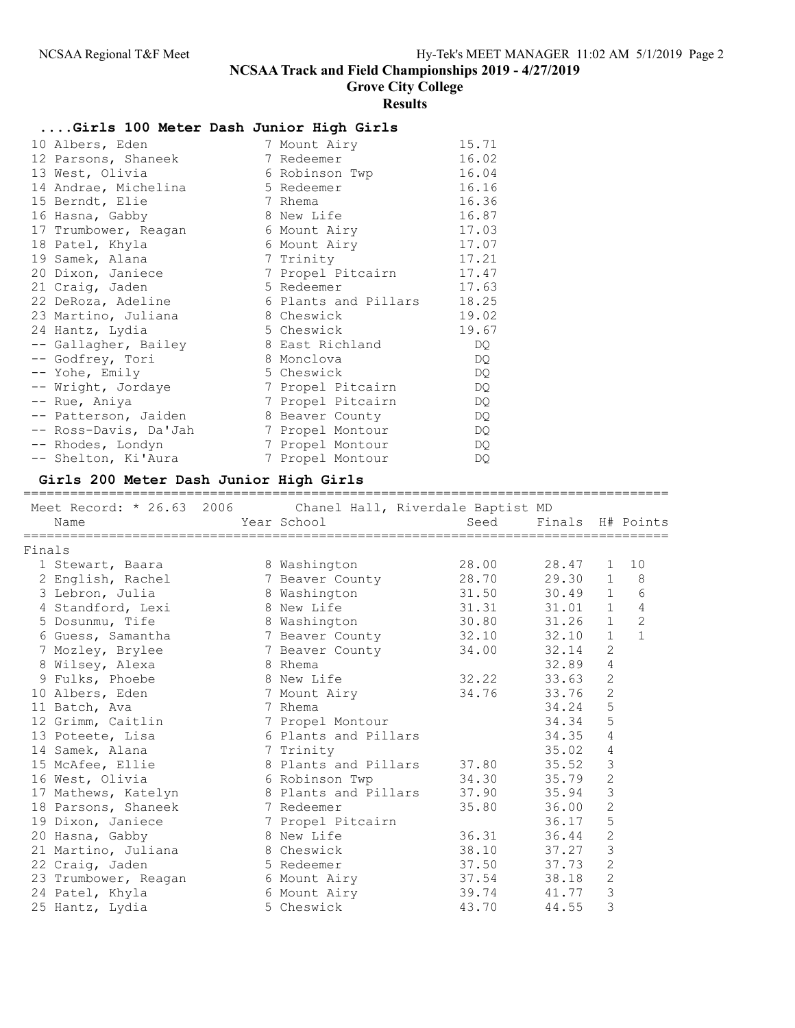# NCSAA Track and Field Championships 2019 - 4/27/2019

## Grove City College

### Results

#### ....Girls 100 Meter Dash Junior High Girls

| Place | Name | Year | School | Finals |
|---|---|---|---|---|
| 10 | Albers, Eden | 7 | Mount Airy | 15.71 |
| 12 | Parsons, Shaneek | 7 | Redeemer | 16.02 |
| 13 | West, Olivia | 6 | Robinson Twp | 16.04 |
| 14 | Andrae, Michelina | 5 | Redeemer | 16.16 |
| 15 | Berndt, Elie | 7 | Rhema | 16.36 |
| 16 | Hasna, Gabby | 8 | New Life | 16.87 |
| 17 | Trumbower, Reagan | 6 | Mount Airy | 17.03 |
| 18 | Patel, Khyla | 6 | Mount Airy | 17.07 |
| 19 | Samek, Alana | 7 | Trinity | 17.21 |
| 20 | Dixon, Janiece | 7 | Propel Pitcairn | 17.47 |
| 21 | Craig, Jaden | 5 | Redeemer | 17.63 |
| 22 | DeRoza, Adeline | 6 | Plants and Pillars | 18.25 |
| 23 | Martino, Juliana | 8 | Cheswick | 19.02 |
| 24 | Hantz, Lydia | 5 | Cheswick | 19.67 |
| -- | Gallagher, Bailey | 8 | East Richland | DQ |
| -- | Godfrey, Tori | 8 | Monclova | DQ |
| -- | Yohe, Emily | 5 | Cheswick | DQ |
| -- | Wright, Jordaye | 7 | Propel Pitcairn | DQ |
| -- | Rue, Aniya | 7 | Propel Pitcairn | DQ |
| -- | Patterson, Jaiden | 8 | Beaver County | DQ |
| -- | Ross-Davis, Da'Jah | 7 | Propel Montour | DQ |
| -- | Rhodes, Londyn | 7 | Propel Montour | DQ |
| -- | Shelton, Ki'Aura | 7 | Propel Montour | DQ |

#### Girls 200 Meter Dash Junior High Girls

Meet Record: * 26.63 2006 Chanel Hall, Riverdale Baptist MD

Finals

| Place | Name | Year | School | Seed | Finals | H# | Points |
|---|---|---|---|---|---|---|---|
| 1 | Stewart, Baara | 8 | Washington | 28.00 | 28.47 | 1 | 10 |
| 2 | English, Rachel | 7 | Beaver County | 28.70 | 29.30 | 1 | 8 |
| 3 | Lebron, Julia | 8 | Washington | 31.50 | 30.49 | 1 | 6 |
| 4 | Standford, Lexi | 8 | New Life | 31.31 | 31.01 | 1 | 4 |
| 5 | Dosunmu, Tife | 8 | Washington | 30.80 | 31.26 | 1 | 2 |
| 6 | Guess, Samantha | 7 | Beaver County | 32.10 | 32.10 | 1 | 1 |
| 7 | Mozley, Brylee | 7 | Beaver County | 34.00 | 32.14 | 2 | |
| 8 | Wilsey, Alexa | 8 | Rhema | | 32.89 | 4 | |
| 9 | Fulks, Phoebe | 8 | New Life | 32.22 | 33.63 | 2 | |
| 10 | Albers, Eden | 7 | Mount Airy | 34.76 | 33.76 | 2 | |
| 11 | Batch, Ava | 7 | Rhema | | 34.24 | 5 | |
| 12 | Grimm, Caitlin | 7 | Propel Montour | | 34.34 | 5 | |
| 13 | Poteete, Lisa | 6 | Plants and Pillars | | 34.35 | 4 | |
| 14 | Samek, Alana | 7 | Trinity | | 35.02 | 4 | |
| 15 | McAfee, Ellie | 8 | Plants and Pillars | 37.80 | 35.52 | 3 | |
| 16 | West, Olivia | 6 | Robinson Twp | 34.30 | 35.79 | 2 | |
| 17 | Mathews, Katelyn | 8 | Plants and Pillars | 37.90 | 35.94 | 3 | |
| 18 | Parsons, Shaneek | 7 | Redeemer | 35.80 | 36.00 | 2 | |
| 19 | Dixon, Janiece | 7 | Propel Pitcairn | | 36.17 | 5 | |
| 20 | Hasna, Gabby | 8 | New Life | 36.31 | 36.44 | 2 | |
| 21 | Martino, Juliana | 8 | Cheswick | 38.10 | 37.27 | 3 | |
| 22 | Craig, Jaden | 5 | Redeemer | 37.50 | 37.73 | 2 | |
| 23 | Trumbower, Reagan | 6 | Mount Airy | 37.54 | 38.18 | 2 | |
| 24 | Patel, Khyla | 6 | Mount Airy | 39.74 | 41.77 | 3 | |
| 25 | Hantz, Lydia | 5 | Cheswick | 43.70 | 44.55 | 3 | |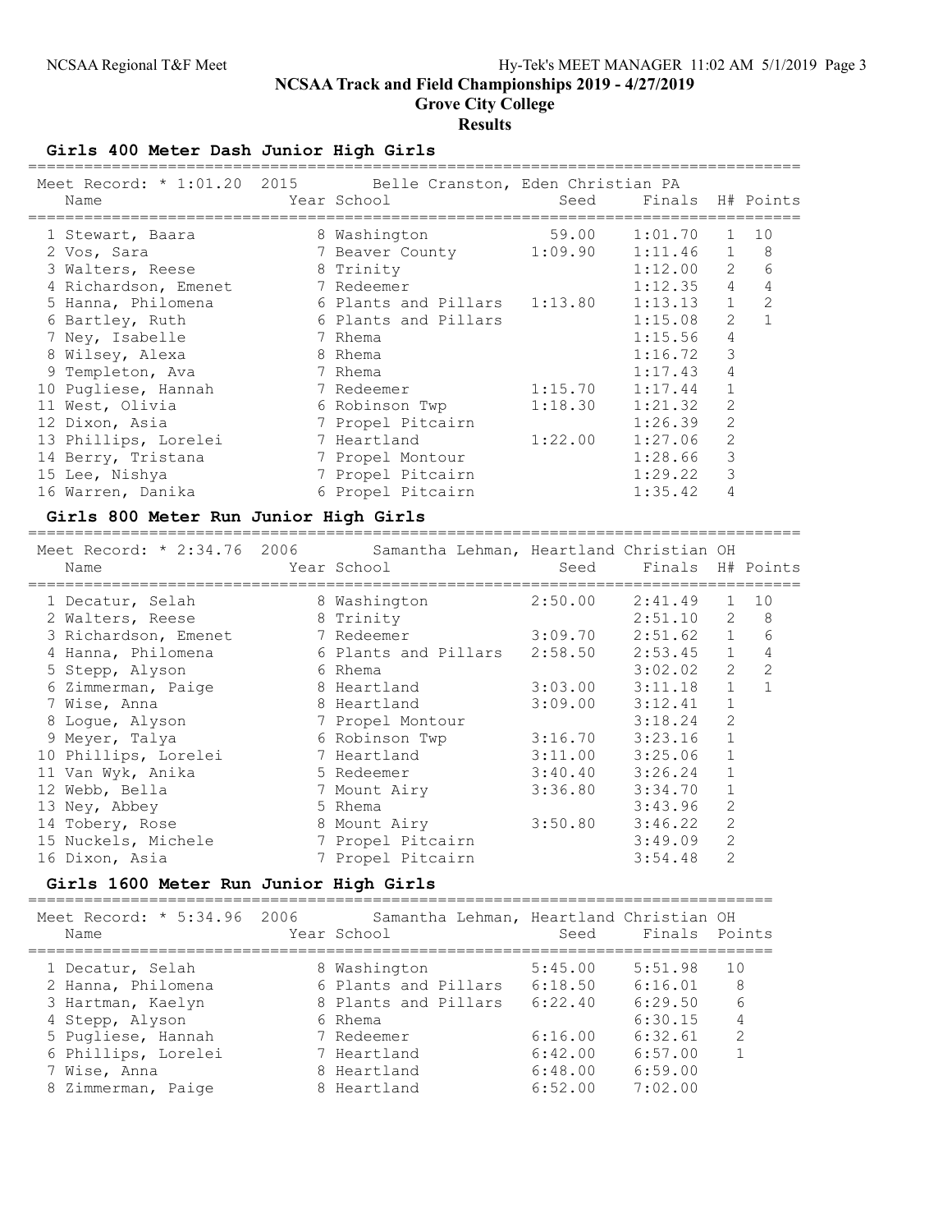# NCSAA Track and Field Championships 2019 - 4/27/2019

## Grove City College

### Results

#### Girls 400 Meter Dash Junior High Girls

Meet Record: * 1:01.20 2015 Belle Cranston, Eden Christian PA

| | Name | Year | School | Seed | Finals | H# | Points |
|---|---|---|---|---|---|---|---|
| 1 | Stewart, Baara | 8 | Washington | 59.00 | 1:01.70 | 1 | 10 |
| 2 | Vos, Sara | 7 | Beaver County | 1:09.90 | 1:11.46 | 1 | 8 |
| 3 | Walters, Reese | 8 | Trinity | | 1:12.00 | 2 | 6 |
| 4 | Richardson, Emenet | 7 | Redeemer | | 1:12.35 | 4 | 4 |
| 5 | Hanna, Philomena | 6 | Plants and Pillars | 1:13.80 | 1:13.13 | 1 | 2 |
| 6 | Bartley, Ruth | 6 | Plants and Pillars | | 1:15.08 | 2 | 1 |
| 7 | Ney, Isabelle | 7 | Rhema | | 1:15.56 | 4 | |
| 8 | Wilsey, Alexa | 8 | Rhema | | 1:16.72 | 3 | |
| 9 | Templeton, Ava | 7 | Rhema | | 1:17.43 | 4 | |
| 10 | Pugliese, Hannah | 7 | Redeemer | 1:15.70 | 1:17.44 | 1 | |
| 11 | West, Olivia | 6 | Robinson Twp | 1:18.30 | 1:21.32 | 2 | |
| 12 | Dixon, Asia | 7 | Propel Pitcairn | | 1:26.39 | 2 | |
| 13 | Phillips, Lorelei | 7 | Heartland | 1:22.00 | 1:27.06 | 2 | |
| 14 | Berry, Tristana | 7 | Propel Montour | | 1:28.66 | 3 | |
| 15 | Lee, Nishya | 7 | Propel Pitcairn | | 1:29.22 | 3 | |
| 16 | Warren, Danika | 6 | Propel Pitcairn | | 1:35.42 | 4 | |

#### Girls 800 Meter Run Junior High Girls

Meet Record: * 2:34.76 2006 Samantha Lehman, Heartland Christian OH

| | Name | Year | School | Seed | Finals | H# | Points |
|---|---|---|---|---|---|---|---|
| 1 | Decatur, Selah | 8 | Washington | 2:50.00 | 2:41.49 | 1 | 10 |
| 2 | Walters, Reese | 8 | Trinity | | 2:51.10 | 2 | 8 |
| 3 | Richardson, Emenet | 7 | Redeemer | 3:09.70 | 2:51.62 | 1 | 6 |
| 4 | Hanna, Philomena | 6 | Plants and Pillars | 2:58.50 | 2:53.45 | 1 | 4 |
| 5 | Stepp, Alyson | 6 | Rhema | | 3:02.02 | 2 | 2 |
| 6 | Zimmerman, Paige | 8 | Heartland | 3:03.00 | 3:11.18 | 1 | 1 |
| 7 | Wise, Anna | 8 | Heartland | 3:09.00 | 3:12.41 | 1 | |
| 8 | Logue, Alyson | 7 | Propel Montour | | 3:18.24 | 2 | |
| 9 | Meyer, Talya | 6 | Robinson Twp | 3:16.70 | 3:23.16 | 1 | |
| 10 | Phillips, Lorelei | 7 | Heartland | 3:11.00 | 3:25.06 | 1 | |
| 11 | Van Wyk, Anika | 5 | Redeemer | 3:40.40 | 3:26.24 | 1 | |
| 12 | Webb, Bella | 7 | Mount Airy | 3:36.80 | 3:34.70 | 1 | |
| 13 | Ney, Abbey | 5 | Rhema | | 3:43.96 | 2 | |
| 14 | Tobery, Rose | 8 | Mount Airy | 3:50.80 | 3:46.22 | 2 | |
| 15 | Nuckels, Michele | 7 | Propel Pitcairn | | 3:49.09 | 2 | |
| 16 | Dixon, Asia | 7 | Propel Pitcairn | | 3:54.48 | 2 | |

#### Girls 1600 Meter Run Junior High Girls

Meet Record: * 5:34.96 2006 Samantha Lehman, Heartland Christian OH

| | Name | Year | School | Seed | Finals | Points |
|---|---|---|---|---|---|---|
| 1 | Decatur, Selah | 8 | Washington | 5:45.00 | 5:51.98 | 10 |
| 2 | Hanna, Philomena | 6 | Plants and Pillars | 6:18.50 | 6:16.01 | 8 |
| 3 | Hartman, Kaelyn | 8 | Plants and Pillars | 6:22.40 | 6:29.50 | 6 |
| 4 | Stepp, Alyson | 6 | Rhema | | 6:30.15 | 4 |
| 5 | Pugliese, Hannah | 7 | Redeemer | 6:16.00 | 6:32.61 | 2 |
| 6 | Phillips, Lorelei | 7 | Heartland | 6:42.00 | 6:57.00 | 1 |
| 7 | Wise, Anna | 8 | Heartland | 6:48.00 | 6:59.00 | |
| 8 | Zimmerman, Paige | 8 | Heartland | 6:52.00 | 7:02.00 | |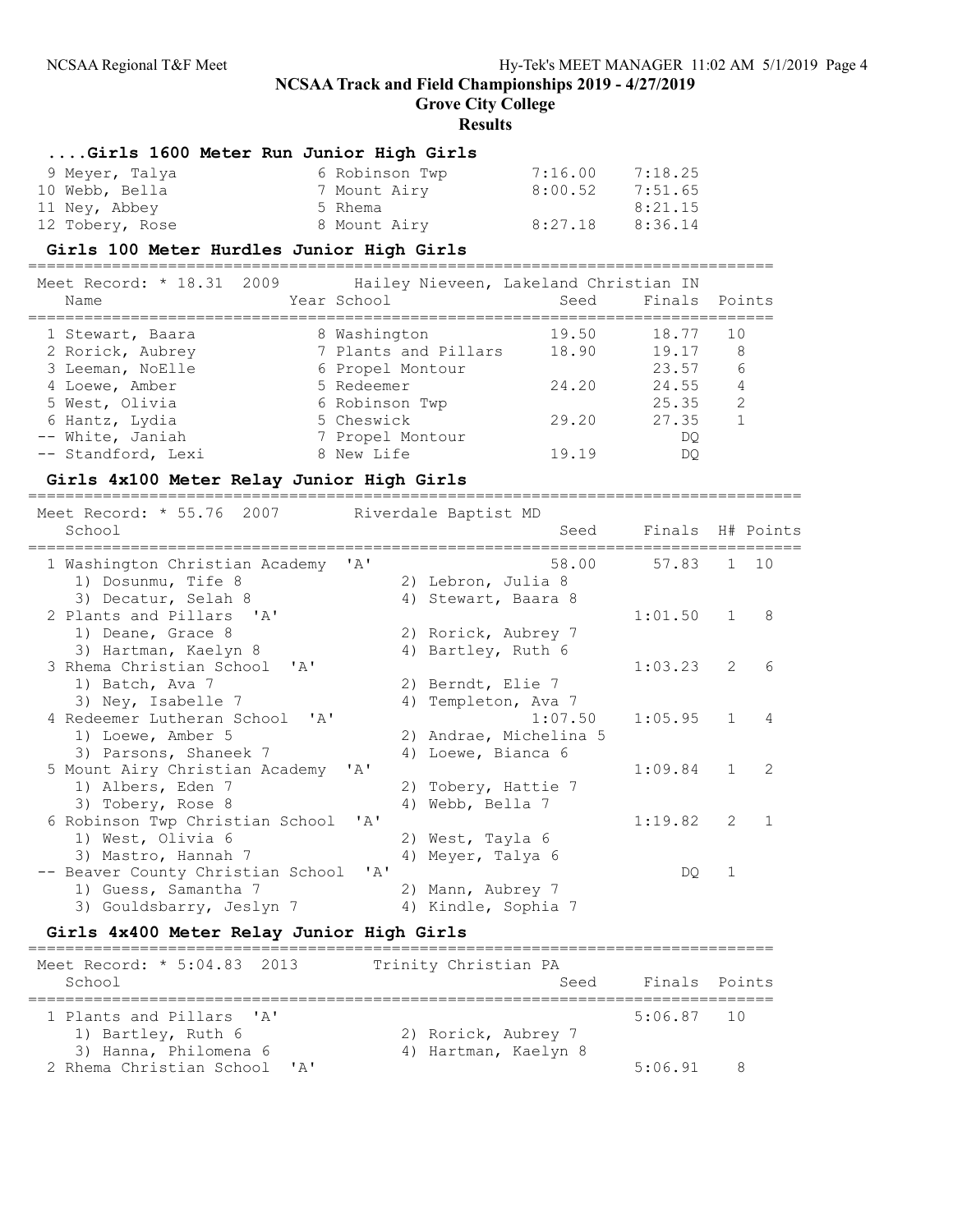# NCSAA Track and Field Championships 2019 - 4/27/2019

## Grove City College

### Results

#### ....Girls 1600 Meter Run Junior High Girls

| Place | Name | Year | School | Seed | Finals |
|---|---|---|---|---|---|
| 9 | Meyer, Talya | 6 | Robinson Twp | 7:16.00 | 7:18.25 |
| 10 | Webb, Bella | 7 | Mount Airy | 8:00.52 | 7:51.65 |
| 11 | Ney, Abbey | 5 | Rhema | | 8:21.15 |
| 12 | Tobery, Rose | 8 | Mount Airy | 8:27.18 | 8:36.14 |

#### Girls 100 Meter Hurdles Junior High Girls

Meet Record: * 18.31 2009 Hailey Nieveen, Lakeland Christian IN

| Place | Name | Year | School | Seed | Finals | Points |
|---|---|---|---|---|---|---|
| 1 | Stewart, Baara | 8 | Washington | 19.50 | 18.77 | 10 |
| 2 | Rorick, Aubrey | 7 | Plants and Pillars | 18.90 | 19.17 | 8 |
| 3 | Leeman, NoElle | 6 | Propel Montour | | 23.57 | 6 |
| 4 | Loewe, Amber | 5 | Redeemer | 24.20 | 24.55 | 4 |
| 5 | West, Olivia | 6 | Robinson Twp | | 25.35 | 2 |
| 6 | Hantz, Lydia | 5 | Cheswick | 29.20 | 27.35 | 1 |
| -- | White, Janiah | 7 | Propel Montour | | DQ | |
| -- | Standford, Lexi | 8 | New Life | 19.19 | DQ | |

#### Girls 4x100 Meter Relay Junior High Girls

Meet Record: * 55.76 2007 Riverdale Baptist MD

| Place | School | Seed | Finals | H# | Points |
|---|---|---|---|---|---|
| 1 | Washington Christian Academy 'A' | 58.00 | 57.83 | 1 | 10 |
| | 1) Dosunmu, Tife 8; 2) Lebron, Julia 8; 3) Decatur, Selah 8; 4) Stewart, Baara 8 | | | | |
| 2 | Plants and Pillars 'A' | | 1:01.50 | 1 | 8 |
| | 1) Deane, Grace 8; 2) Rorick, Aubrey 7; 3) Hartman, Kaelyn 8; 4) Bartley, Ruth 6 | | | | |
| 3 | Rhema Christian School 'A' | | 1:03.23 | 2 | 6 |
| | 1) Batch, Ava 7; 2) Berndt, Elie 7; 3) Ney, Isabelle 7; 4) Templeton, Ava 7 | | | | |
| 4 | Redeemer Lutheran School 'A' | 1:07.50 | 1:05.95 | 1 | 4 |
| | 1) Loewe, Amber 5; 2) Andrae, Michelina 5; 3) Parsons, Shaneek 7; 4) Loewe, Bianca 6 | | | | |
| 5 | Mount Airy Christian Academy 'A' | | 1:09.84 | 1 | 2 |
| | 1) Albers, Eden 7; 2) Tobery, Hattie 7; 3) Tobery, Rose 8; 4) Webb, Bella 7 | | | | |
| 6 | Robinson Twp Christian School 'A' | | 1:19.82 | 2 | 1 |
| | 1) West, Olivia 6; 2) West, Tayla 6; 3) Mastro, Hannah 7; 4) Meyer, Talya 6 | | | | |
| -- | Beaver County Christian School 'A' | | DQ | 1 | |
| | 1) Guess, Samantha 7; 2) Mann, Aubrey 7; 3) Gouldsbarry, Jeslyn 7; 4) Kindle, Sophia 7 | | | | |

#### Girls 4x400 Meter Relay Junior High Girls

Meet Record: * 5:04.83 2013 Trinity Christian PA

| Place | School | Seed | Finals | Points |
|---|---|---|---|---|
| 1 | Plants and Pillars 'A' | | 5:06.87 | 10 |
| | 1) Bartley, Ruth 6; 2) Rorick, Aubrey 7; 3) Hanna, Philomena 6; 4) Hartman, Kaelyn 8 | | | |
| 2 | Rhema Christian School 'A' | | 5:06.91 | 8 |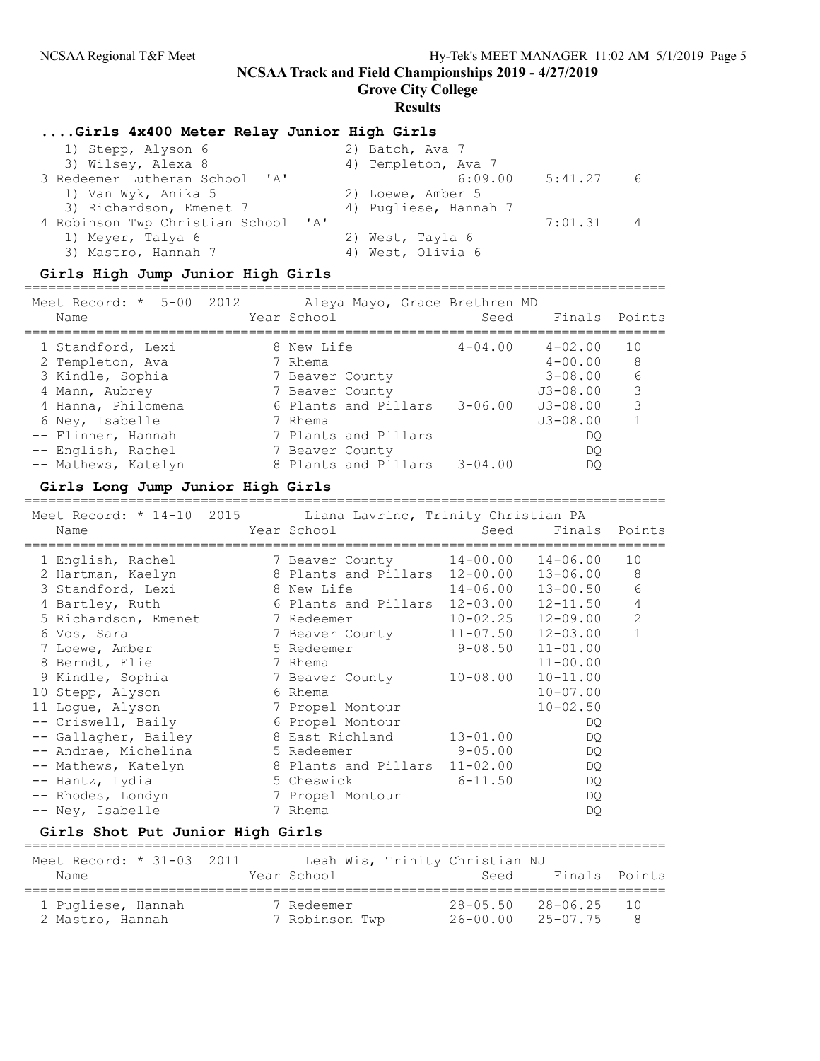# NCSAA Track and Field Championships 2019 - 4/27/2019

## Grove City College

### Results

### ....Girls 4x400 Meter Relay Junior High Girls

| Place | Team | Seed | Finals | Points |
|---|---|---|---|---|
| | 1) Stepp, Alyson 6; 2) Batch, Ava 7; 3) Wilsey, Alexa 8; 4) Templeton, Ava 7 | | | |
| 3 | Redeemer Lutheran School 'A' | 6:09.00 | 5:41.27 | 6 |
| | 1) Van Wyk, Anika 5; 2) Loewe, Amber 5; 3) Richardson, Emenet 7; 4) Pugliese, Hannah 7 | | | |
| 4 | Robinson Twp Christian School 'A' | | 7:01.31 | 4 |
| | 1) Meyer, Talya 6; 2) West, Tayla 6; 3) Mastro, Hannah 7; 4) West, Olivia 6 | | | |

### Girls High Jump Junior High Girls

Meet Record: * 5-00 2012 Aleya Mayo, Grace Brethren MD

| Place | Name | Year | School | Seed | Finals | Points |
|---|---|---|---|---|---|---|
| 1 | Standford, Lexi | 8 | New Life | 4-04.00 | 4-02.00 | 10 |
| 2 | Templeton, Ava | 7 | Rhema | | 4-00.00 | 8 |
| 3 | Kindle, Sophia | 7 | Beaver County | | 3-08.00 | 6 |
| 4 | Mann, Aubrey | 7 | Beaver County | | J3-08.00 | 3 |
| 4 | Hanna, Philomena | 6 | Plants and Pillars | 3-06.00 | J3-08.00 | 3 |
| 6 | Ney, Isabelle | 7 | Rhema | | J3-08.00 | 1 |
| -- | Flinner, Hannah | 7 | Plants and Pillars | | DQ | |
| -- | English, Rachel | 7 | Beaver County | | DQ | |
| -- | Mathews, Katelyn | 8 | Plants and Pillars | 3-04.00 | DQ | |

### Girls Long Jump Junior High Girls

Meet Record: * 14-10 2015 Liana Lavrinc, Trinity Christian PA

| Place | Name | Year | School | Seed | Finals | Points |
|---|---|---|---|---|---|---|
| 1 | English, Rachel | 7 | Beaver County | 14-00.00 | 14-06.00 | 10 |
| 2 | Hartman, Kaelyn | 8 | Plants and Pillars | 12-00.00 | 13-06.00 | 8 |
| 3 | Standford, Lexi | 8 | New Life | 14-06.00 | 13-00.50 | 6 |
| 4 | Bartley, Ruth | 6 | Plants and Pillars | 12-03.00 | 12-11.50 | 4 |
| 5 | Richardson, Emenet | 7 | Redeemer | 10-02.25 | 12-09.00 | 2 |
| 6 | Vos, Sara | 7 | Beaver County | 11-07.50 | 12-03.00 | 1 |
| 7 | Loewe, Amber | 5 | Redeemer | 9-08.50 | 11-01.00 | |
| 8 | Berndt, Elie | 7 | Rhema | | 11-00.00 | |
| 9 | Kindle, Sophia | 7 | Beaver County | 10-08.00 | 10-11.00 | |
| 10 | Stepp, Alyson | 6 | Rhema | | 10-07.00 | |
| 11 | Logue, Alyson | 7 | Propel Montour | | 10-02.50 | |
| -- | Criswell, Baily | 6 | Propel Montour | | DQ | |
| -- | Gallagher, Bailey | 8 | East Richland | 13-01.00 | DQ | |
| -- | Andrae, Michelina | 5 | Redeemer | 9-05.00 | DQ | |
| -- | Mathews, Katelyn | 8 | Plants and Pillars | 11-02.00 | DQ | |
| -- | Hantz, Lydia | 5 | Cheswick | 6-11.50 | DQ | |
| -- | Rhodes, Londyn | 7 | Propel Montour | | DQ | |
| -- | Ney, Isabelle | 7 | Rhema | | DQ | |

### Girls Shot Put Junior High Girls

Meet Record: * 31-03 2011 Leah Wis, Trinity Christian NJ

| Place | Name | Year | School | Seed | Finals | Points |
|---|---|---|---|---|---|---|
| 1 | Pugliese, Hannah | 7 | Redeemer | 28-05.50 | 28-06.25 | 10 |
| 2 | Mastro, Hannah | 7 | Robinson Twp | 26-00.00 | 25-07.75 | 8 |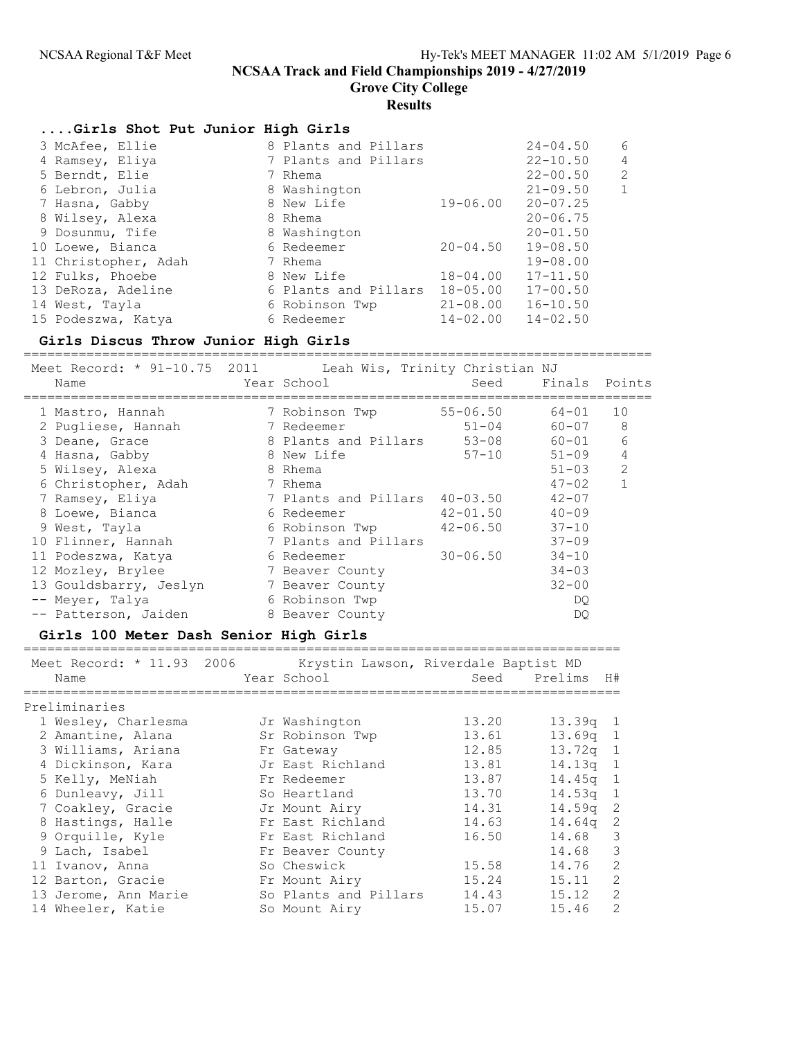# NCSAA Track and Field Championships 2019 - 4/27/2019

## Grove City College

### Results

### ....Girls Shot Put Junior High Girls

| Place | Name | Year | School | Seed | Finals | Points |
|---|---|---|---|---|---|---|
| 3 | McAfee, Ellie | 8 | Plants and Pillars | | 24-04.50 | 6 |
| 4 | Ramsey, Eliya | 7 | Plants and Pillars | | 22-10.50 | 4 |
| 5 | Berndt, Elie | 7 | Rhema | | 22-00.50 | 2 |
| 6 | Lebron, Julia | 8 | Washington | | 21-09.50 | 1 |
| 7 | Hasna, Gabby | 8 | New Life | 19-06.00 | 20-07.25 | |
| 8 | Wilsey, Alexa | 8 | Rhema | | 20-06.75 | |
| 9 | Dosunmu, Tife | 8 | Washington | | 20-01.50 | |
| 10 | Loewe, Bianca | 6 | Redeemer | 20-04.50 | 19-08.50 | |
| 11 | Christopher, Adah | 7 | Rhema | | 19-08.00 | |
| 12 | Fulks, Phoebe | 8 | New Life | 18-04.00 | 17-11.50 | |
| 13 | DeRoza, Adeline | 6 | Plants and Pillars | 18-05.00 | 17-00.50 | |
| 14 | West, Tayla | 6 | Robinson Twp | 21-08.00 | 16-10.50 | |
| 15 | Podeszwa, Katya | 6 | Redeemer | 14-02.00 | 14-02.50 | |

### Girls Discus Throw Junior High Girls

Meet Record: * 91-10.75 2011 Leah Wis, Trinity Christian NJ

| Place | Name | Year | School | Seed | Finals | Points |
|---|---|---|---|---|---|---|
| 1 | Mastro, Hannah | 7 | Robinson Twp | 55-06.50 | 64-01 | 10 |
| 2 | Pugliese, Hannah | 7 | Redeemer | 51-04 | 60-07 | 8 |
| 3 | Deane, Grace | 8 | Plants and Pillars | 53-08 | 60-01 | 6 |
| 4 | Hasna, Gabby | 8 | New Life | 57-10 | 51-09 | 4 |
| 5 | Wilsey, Alexa | 8 | Rhema | | 51-03 | 2 |
| 6 | Christopher, Adah | 7 | Rhema | | 47-02 | 1 |
| 7 | Ramsey, Eliya | 7 | Plants and Pillars | 40-03.50 | 42-07 | |
| 8 | Loewe, Bianca | 6 | Redeemer | 42-01.50 | 40-09 | |
| 9 | West, Tayla | 6 | Robinson Twp | 42-06.50 | 37-10 | |
| 10 | Flinner, Hannah | 7 | Plants and Pillars | | 37-09 | |
| 11 | Podeszwa, Katya | 6 | Redeemer | 30-06.50 | 34-10 | |
| 12 | Mozley, Brylee | 7 | Beaver County | | 34-03 | |
| 13 | Gouldsbarry, Jeslyn | 7 | Beaver County | | 32-00 | |
| -- | Meyer, Talya | 6 | Robinson Twp | | DQ | |
| -- | Patterson, Jaiden | 8 | Beaver County | | DQ | |

### Girls 100 Meter Dash Senior High Girls

Meet Record: * 11.93 2006 Krystin Lawson, Riverdale Baptist MD

Preliminaries

| Place | Name | Year | School | Seed | Prelims | H# |
|---|---|---|---|---|---|---|
| 1 | Wesley, Charlesma | Jr | Washington | 13.20 | 13.39q | 1 |
| 2 | Amantine, Alana | Sr | Robinson Twp | 13.61 | 13.69q | 1 |
| 3 | Williams, Ariana | Fr | Gateway | 12.85 | 13.72q | 1 |
| 4 | Dickinson, Kara | Jr | East Richland | 13.81 | 14.13q | 1 |
| 5 | Kelly, MeNiah | Fr | Redeemer | 13.87 | 14.45q | 1 |
| 6 | Dunleavy, Jill | So | Heartland | 13.70 | 14.53q | 1 |
| 7 | Coakley, Gracie | Jr | Mount Airy | 14.31 | 14.59q | 2 |
| 8 | Hastings, Halle | Fr | East Richland | 14.63 | 14.64q | 2 |
| 9 | Orquille, Kyle | Fr | East Richland | 16.50 | 14.68 | 3 |
| 9 | Lach, Isabel | Fr | Beaver County | | 14.68 | 3 |
| 11 | Ivanov, Anna | So | Cheswick | 15.58 | 14.76 | 2 |
| 12 | Barton, Gracie | Fr | Mount Airy | 15.24 | 15.11 | 2 |
| 13 | Jerome, Ann Marie | So | Plants and Pillars | 14.43 | 15.12 | 2 |
| 14 | Wheeler, Katie | So | Mount Airy | 15.07 | 15.46 | 2 |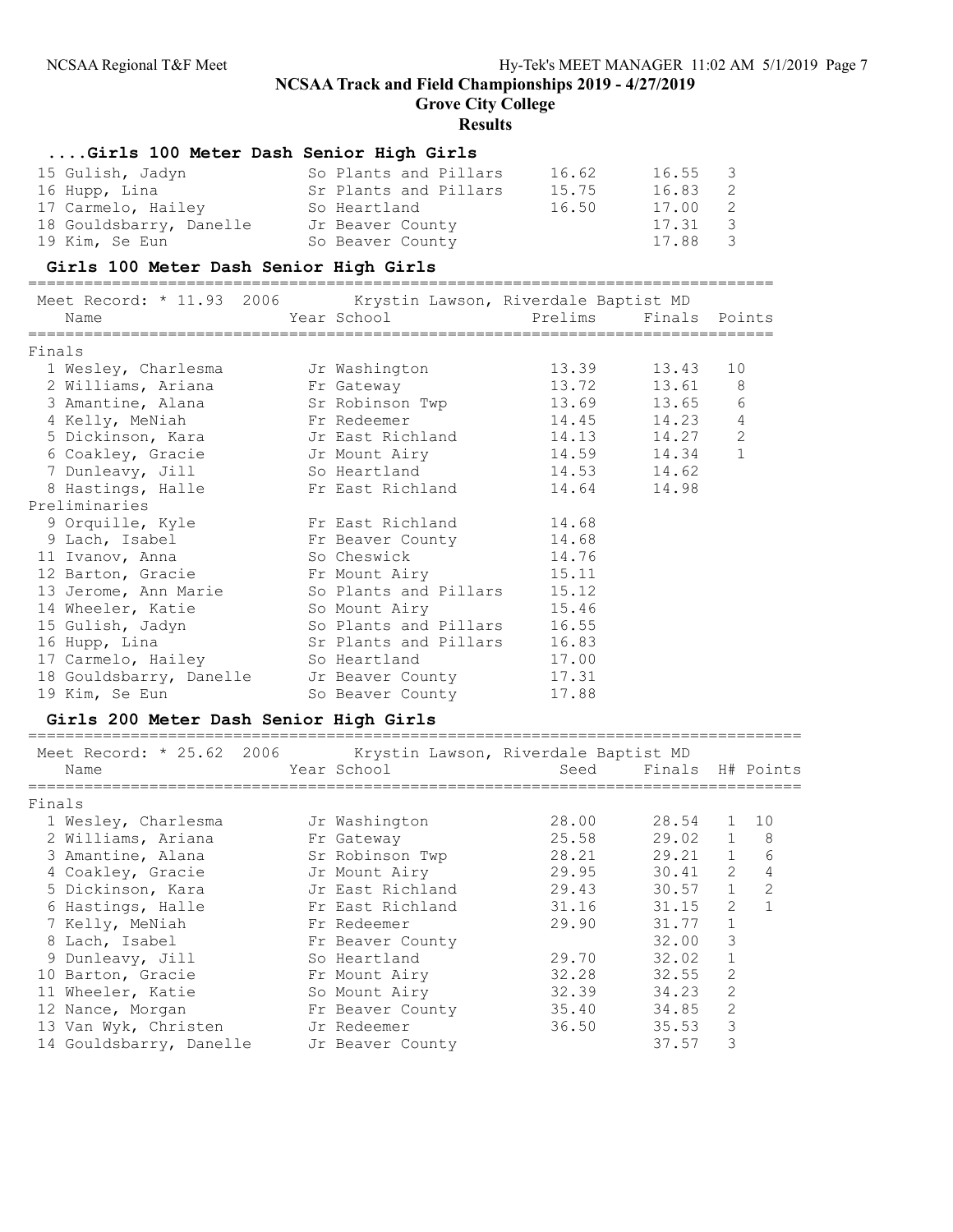# NCSAA Track and Field Championships 2019 - 4/27/2019

## Grove City College

### Results

#### ....Girls 100 Meter Dash Senior High Girls

| Place | Name | Year | School | Prelims | Finals | H# |
|---|---|---|---|---|---|---|
| 15 | Gulish, Jadyn | So | Plants and Pillars | 16.62 | 16.55 | 3 |
| 16 | Hupp, Lina | Sr | Plants and Pillars | 15.75 | 16.83 | 2 |
| 17 | Carmelo, Hailey | So | Heartland | 16.50 | 17.00 | 2 |
| 18 | Gouldsbarry, Danelle | Jr | Beaver County | | 17.31 | 3 |
| 19 | Kim, Se Eun | So | Beaver County | | 17.88 | 3 |

#### Girls 100 Meter Dash Senior High Girls

Meet Record: * 11.93 2006 Krystin Lawson, Riverdale Baptist MD

| Place | Name | Year | School | Prelims | Finals | Points |
|---|---|---|---|---|---|---|
| **Finals** | | | | | | |
| 1 | Wesley, Charlesma | Jr | Washington | 13.39 | 13.43 | 10 |
| 2 | Williams, Ariana | Fr | Gateway | 13.72 | 13.61 | 8 |
| 3 | Amantine, Alana | Sr | Robinson Twp | 13.69 | 13.65 | 6 |
| 4 | Kelly, MeNiah | Fr | Redeemer | 14.45 | 14.23 | 4 |
| 5 | Dickinson, Kara | Jr | East Richland | 14.13 | 14.27 | 2 |
| 6 | Coakley, Gracie | Jr | Mount Airy | 14.59 | 14.34 | 1 |
| 7 | Dunleavy, Jill | So | Heartland | 14.53 | 14.62 | |
| 8 | Hastings, Halle | Fr | East Richland | 14.64 | 14.98 | |
| **Preliminaries** | | | | | | |
| 9 | Orquille, Kyle | Fr | East Richland | 14.68 | | |
| 9 | Lach, Isabel | Fr | Beaver County | 14.68 | | |
| 11 | Ivanov, Anna | So | Cheswick | 14.76 | | |
| 12 | Barton, Gracie | Fr | Mount Airy | 15.11 | | |
| 13 | Jerome, Ann Marie | So | Plants and Pillars | 15.12 | | |
| 14 | Wheeler, Katie | So | Mount Airy | 15.46 | | |
| 15 | Gulish, Jadyn | So | Plants and Pillars | 16.55 | | |
| 16 | Hupp, Lina | Sr | Plants and Pillars | 16.83 | | |
| 17 | Carmelo, Hailey | So | Heartland | 17.00 | | |
| 18 | Gouldsbarry, Danelle | Jr | Beaver County | 17.31 | | |
| 19 | Kim, Se Eun | So | Beaver County | 17.88 | | |

#### Girls 200 Meter Dash Senior High Girls

Meet Record: * 25.62 2006 Krystin Lawson, Riverdale Baptist MD

| Place | Name | Year | School | Seed | Finals | H# | Points |
|---|---|---|---|---|---|---|---|
| **Finals** | | | | | | | |
| 1 | Wesley, Charlesma | Jr | Washington | 28.00 | 28.54 | 1 | 10 |
| 2 | Williams, Ariana | Fr | Gateway | 25.58 | 29.02 | 1 | 8 |
| 3 | Amantine, Alana | Sr | Robinson Twp | 28.21 | 29.21 | 1 | 6 |
| 4 | Coakley, Gracie | Jr | Mount Airy | 29.95 | 30.41 | 2 | 4 |
| 5 | Dickinson, Kara | Jr | East Richland | 29.43 | 30.57 | 1 | 2 |
| 6 | Hastings, Halle | Fr | East Richland | 31.16 | 31.15 | 2 | 1 |
| 7 | Kelly, MeNiah | Fr | Redeemer | 29.90 | 31.77 | 1 | |
| 8 | Lach, Isabel | Fr | Beaver County | | 32.00 | 3 | |
| 9 | Dunleavy, Jill | So | Heartland | 29.70 | 32.02 | 1 | |
| 10 | Barton, Gracie | Fr | Mount Airy | 32.28 | 32.55 | 2 | |
| 11 | Wheeler, Katie | So | Mount Airy | 32.39 | 34.23 | 2 | |
| 12 | Nance, Morgan | Fr | Beaver County | 35.40 | 34.85 | 2 | |
| 13 | Van Wyk, Christen | Jr | Redeemer | 36.50 | 35.53 | 3 | |
| 14 | Gouldsbarry, Danelle | Jr | Beaver County | | 37.57 | 3 | |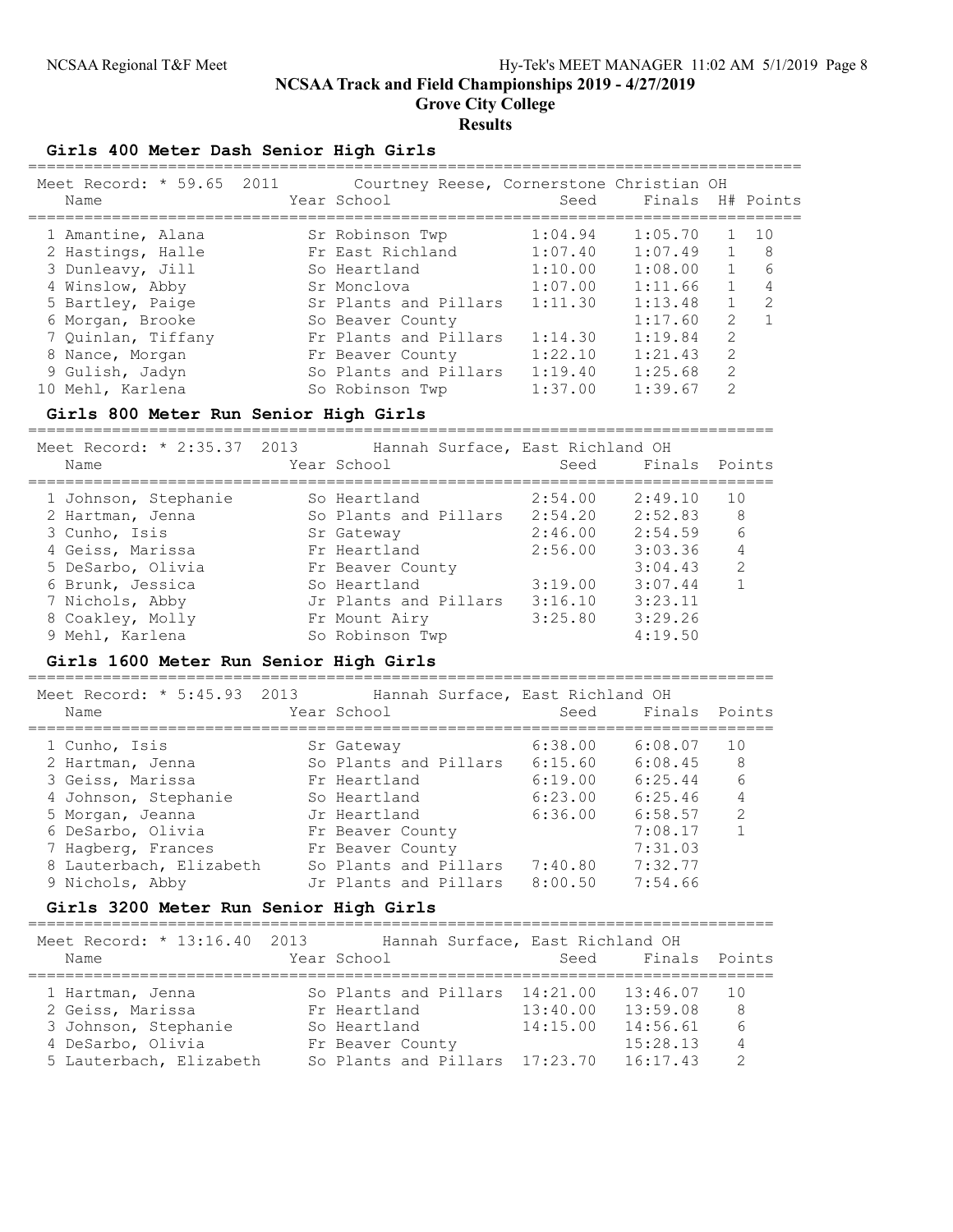# NCSAA Track and Field Championships 2019 - 4/27/2019

## Grove City College

### Results

## Girls 400 Meter Dash Senior High Girls

Meet Record: * 59.65 2011 Courtney Reese, Cornerstone Christian OH

| | Name | Year | School | Seed | Finals | H# | Points |
|---|---|---|---|---|---|---|---|
| 1 | Amantine, Alana | Sr | Robinson Twp | 1:04.94 | 1:05.70 | 1 | 10 |
| 2 | Hastings, Halle | Fr | East Richland | 1:07.40 | 1:07.49 | 1 | 8 |
| 3 | Dunleavy, Jill | So | Heartland | 1:10.00 | 1:08.00 | 1 | 6 |
| 4 | Winslow, Abby | Sr | Monclova | 1:07.00 | 1:11.66 | 1 | 4 |
| 5 | Bartley, Paige | Sr | Plants and Pillars | 1:11.30 | 1:13.48 | 1 | 2 |
| 6 | Morgan, Brooke | So | Beaver County | | 1:17.60 | 2 | 1 |
| 7 | Quinlan, Tiffany | Fr | Plants and Pillars | 1:14.30 | 1:19.84 | 2 | |
| 8 | Nance, Morgan | Fr | Beaver County | 1:22.10 | 1:21.43 | 2 | |
| 9 | Gulish, Jadyn | So | Plants and Pillars | 1:19.40 | 1:25.68 | 2 | |
| 10 | Mehl, Karlena | So | Robinson Twp | 1:37.00 | 1:39.67 | 2 | |

## Girls 800 Meter Run Senior High Girls

Meet Record: * 2:35.37 2013 Hannah Surface, East Richland OH

| | Name | Year | School | Seed | Finals | Points |
|---|---|---|---|---|---|---|
| 1 | Johnson, Stephanie | So | Heartland | 2:54.00 | 2:49.10 | 10 |
| 2 | Hartman, Jenna | So | Plants and Pillars | 2:54.20 | 2:52.83 | 8 |
| 3 | Cunho, Isis | Sr | Gateway | 2:46.00 | 2:54.59 | 6 |
| 4 | Geiss, Marissa | Fr | Heartland | 2:56.00 | 3:03.36 | 4 |
| 5 | DeSarbo, Olivia | Fr | Beaver County | | 3:04.43 | 2 |
| 6 | Brunk, Jessica | So | Heartland | 3:19.00 | 3:07.44 | 1 |
| 7 | Nichols, Abby | Jr | Plants and Pillars | 3:16.10 | 3:23.11 | |
| 8 | Coakley, Molly | Fr | Mount Airy | 3:25.80 | 3:29.26 | |
| 9 | Mehl, Karlena | So | Robinson Twp | | 4:19.50 | |

## Girls 1600 Meter Run Senior High Girls

Meet Record: * 5:45.93 2013 Hannah Surface, East Richland OH

| | Name | Year | School | Seed | Finals | Points |
|---|---|---|---|---|---|---|
| 1 | Cunho, Isis | Sr | Gateway | 6:38.00 | 6:08.07 | 10 |
| 2 | Hartman, Jenna | So | Plants and Pillars | 6:15.60 | 6:08.45 | 8 |
| 3 | Geiss, Marissa | Fr | Heartland | 6:19.00 | 6:25.44 | 6 |
| 4 | Johnson, Stephanie | So | Heartland | 6:23.00 | 6:25.46 | 4 |
| 5 | Morgan, Jeanna | Jr | Heartland | 6:36.00 | 6:58.57 | 2 |
| 6 | DeSarbo, Olivia | Fr | Beaver County | | 7:08.17 | 1 |
| 7 | Hagberg, Frances | Fr | Beaver County | | 7:31.03 | |
| 8 | Lauterbach, Elizabeth | So | Plants and Pillars | 7:40.80 | 7:32.77 | |
| 9 | Nichols, Abby | Jr | Plants and Pillars | 8:00.50 | 7:54.66 | |

## Girls 3200 Meter Run Senior High Girls

Meet Record: * 13:16.40 2013 Hannah Surface, East Richland OH

| | Name | Year | School | Seed | Finals | Points |
|---|---|---|---|---|---|---|
| 1 | Hartman, Jenna | So | Plants and Pillars | 14:21.00 | 13:46.07 | 10 |
| 2 | Geiss, Marissa | Fr | Heartland | 13:40.00 | 13:59.08 | 8 |
| 3 | Johnson, Stephanie | So | Heartland | 14:15.00 | 14:56.61 | 6 |
| 4 | DeSarbo, Olivia | Fr | Beaver County | | 15:28.13 | 4 |
| 5 | Lauterbach, Elizabeth | So | Plants and Pillars | 17:23.70 | 16:17.43 | 2 |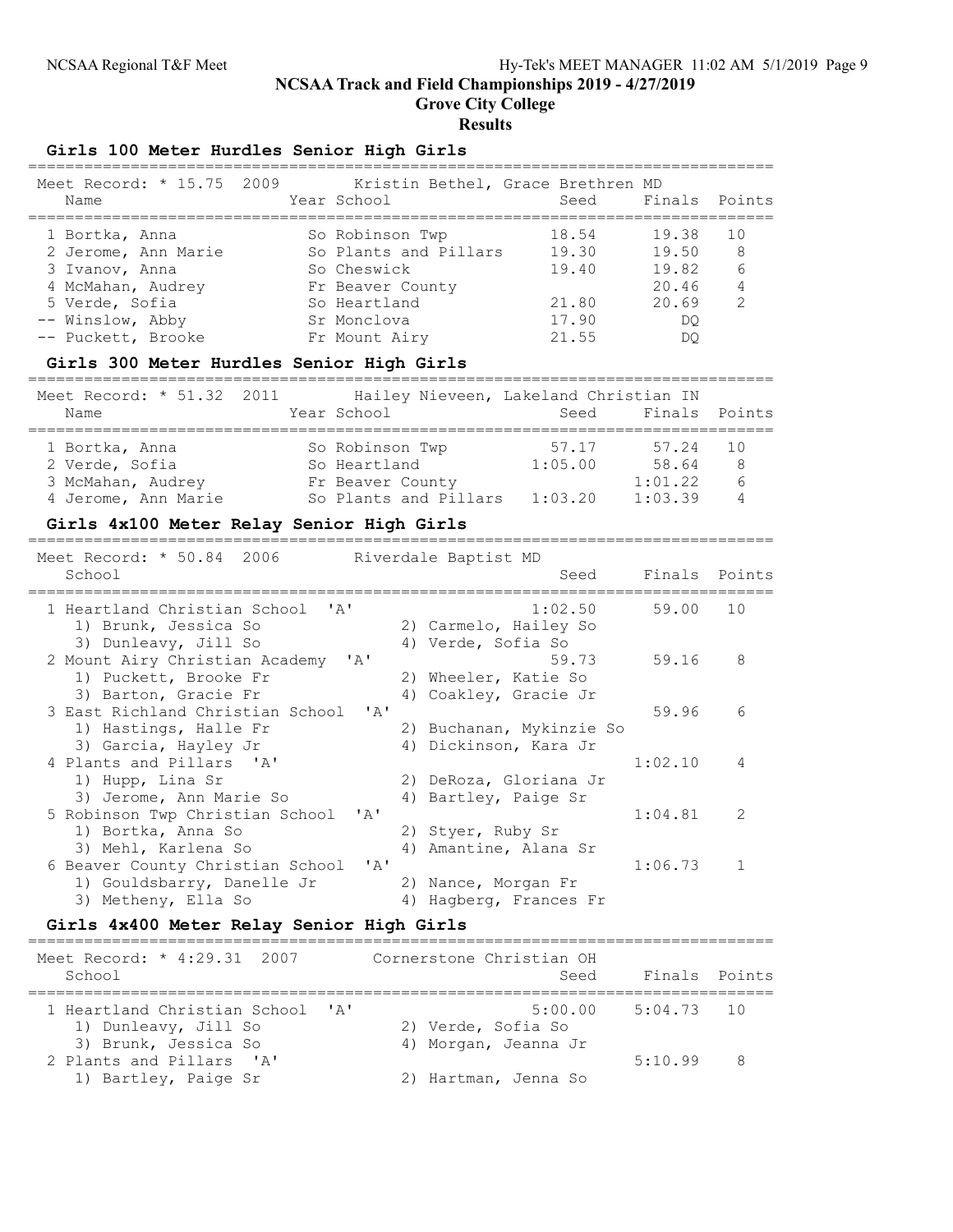# NCSAA Track and Field Championships 2019 - 4/27/2019

## Grove City College

### Results

### Girls 100 Meter Hurdles Senior High Girls

Meet Record: * 15.75 2009 Kristin Bethel, Grace Brethren MD

| Place | Name | Year | School | Seed | Finals | Points |
|---|---|---|---|---|---|---|
| 1 | Bortka, Anna | So | Robinson Twp | 18.54 | 19.38 | 10 |
| 2 | Jerome, Ann Marie | So | Plants and Pillars | 19.30 | 19.50 | 8 |
| 3 | Ivanov, Anna | So | Cheswick | 19.40 | 19.82 | 6 |
| 4 | McMahan, Audrey | Fr | Beaver County | | 20.46 | 4 |
| 5 | Verde, Sofia | So | Heartland | 21.80 | 20.69 | 2 |
| -- | Winslow, Abby | Sr | Monclova | 17.90 | DQ | |
| -- | Puckett, Brooke | Fr | Mount Airy | 21.55 | DQ | |

### Girls 300 Meter Hurdles Senior High Girls

Meet Record: * 51.32 2011 Hailey Nieveen, Lakeland Christian IN

| Place | Name | Year | School | Seed | Finals | Points |
|---|---|---|---|---|---|---|
| 1 | Bortka, Anna | So | Robinson Twp | 57.17 | 57.24 | 10 |
| 2 | Verde, Sofia | So | Heartland | 1:05.00 | 58.64 | 8 |
| 3 | McMahan, Audrey | Fr | Beaver County | | 1:01.22 | 6 |
| 4 | Jerome, Ann Marie | So | Plants and Pillars | 1:03.20 | 1:03.39 | 4 |

### Girls 4x100 Meter Relay Senior High Girls

Meet Record: * 50.84 2006 Riverdale Baptist MD

| Place | School | Seed | Finals | Points |
|---|---|---|---|---|
| 1 | Heartland Christian School 'A' | 1:02.50 | 59.00 | 10 |
| | 1) Brunk, Jessica So; 2) Carmelo, Hailey So; 3) Dunleavy, Jill So; 4) Verde, Sofia So | | | |
| 2 | Mount Airy Christian Academy 'A' | 59.73 | 59.16 | 8 |
| | 1) Puckett, Brooke Fr; 2) Wheeler, Katie So; 3) Barton, Gracie Fr; 4) Coakley, Gracie Jr | | | |
| 3 | East Richland Christian School 'A' | | 59.96 | 6 |
| | 1) Hastings, Halle Fr; 2) Buchanan, Mykinzie So; 3) Garcia, Hayley Jr; 4) Dickinson, Kara Jr | | | |
| 4 | Plants and Pillars 'A' | | 1:02.10 | 4 |
| | 1) Hupp, Lina Sr; 2) DeRoza, Gloriana Jr; 3) Jerome, Ann Marie So; 4) Bartley, Paige Sr | | | |
| 5 | Robinson Twp Christian School 'A' | | 1:04.81 | 2 |
| | 1) Bortka, Anna So; 2) Styer, Ruby Sr; 3) Mehl, Karlena So; 4) Amantine, Alana Sr | | | |
| 6 | Beaver County Christian School 'A' | | 1:06.73 | 1 |
| | 1) Gouldsbarry, Danelle Jr; 2) Nance, Morgan Fr; 3) Metheny, Ella So; 4) Hagberg, Frances Fr | | | |

### Girls 4x400 Meter Relay Senior High Girls

Meet Record: * 4:29.31 2007 Cornerstone Christian OH

| Place | School | Seed | Finals | Points |
|---|---|---|---|---|
| 1 | Heartland Christian School 'A' | 5:00.00 | 5:04.73 | 10 |
| | 1) Dunleavy, Jill So; 2) Verde, Sofia So; 3) Brunk, Jessica So; 4) Morgan, Jeanna Jr | | | |
| 2 | Plants and Pillars 'A' | | 5:10.99 | 8 |
| | 1) Bartley, Paige Sr; 2) Hartman, Jenna So | | | |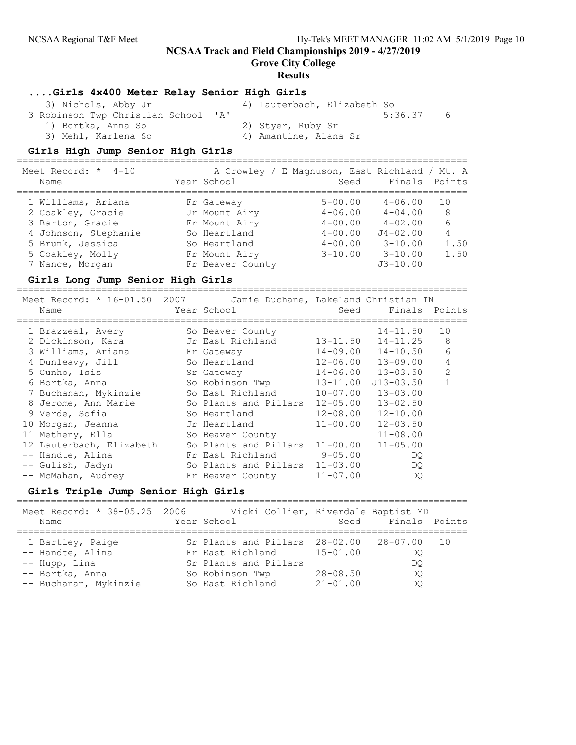# NCSAA Track and Field Championships 2019 - 4/27/2019

## Grove City College

## Results

### ....Girls 4x400 Meter Relay Senior High Girls

3) Nichols, Abby Jr — 4) Lauterbach, Elizabeth So

3 Robinson Twp Christian School 'A' — 5:36.37 — 6

1) Bortka, Anna So — 2) Styer, Ruby Sr
3) Mehl, Karlena So — 4) Amantine, Alana Sr

### Girls High Jump Senior High Girls

Meet Record: * 4-10 — A Crowley / E Magnuson, East Richland / Mt. A

| Name | Year | School | Seed | Finals | Points |
|---|---|---|---|---|---|
| 1 Williams, Ariana | Fr | Gateway | 5-00.00 | 4-06.00 | 10 |
| 2 Coakley, Gracie | Jr | Mount Airy | 4-06.00 | 4-04.00 | 8 |
| 3 Barton, Gracie | Fr | Mount Airy | 4-00.00 | 4-02.00 | 6 |
| 4 Johnson, Stephanie | So | Heartland | 4-00.00 | J4-02.00 | 4 |
| 5 Brunk, Jessica | So | Heartland | 4-00.00 | 3-10.00 | 1.50 |
| 5 Coakley, Molly | Fr | Mount Airy | 3-10.00 | 3-10.00 | 1.50 |
| 7 Nance, Morgan | Fr | Beaver County | | J3-10.00 | |

### Girls Long Jump Senior High Girls

Meet Record: * 16-01.50 2007 — Jamie Duchane, Lakeland Christian IN

| Name | Year | School | Seed | Finals | Points |
|---|---|---|---|---|---|
| 1 Brazzeal, Avery | So | Beaver County | | 14-11.50 | 10 |
| 2 Dickinson, Kara | Jr | East Richland | 13-11.50 | 14-11.25 | 8 |
| 3 Williams, Ariana | Fr | Gateway | 14-09.00 | 14-10.50 | 6 |
| 4 Dunleavy, Jill | So | Heartland | 12-06.00 | 13-09.00 | 4 |
| 5 Cunho, Isis | Sr | Gateway | 14-06.00 | 13-03.50 | 2 |
| 6 Bortka, Anna | So | Robinson Twp | 13-11.00 | J13-03.50 | 1 |
| 7 Buchanan, Mykinzie | So | East Richland | 10-07.00 | 13-03.00 | |
| 8 Jerome, Ann Marie | So | Plants and Pillars | 12-05.00 | 13-02.50 | |
| 9 Verde, Sofia | So | Heartland | 12-08.00 | 12-10.00 | |
| 10 Morgan, Jeanna | Jr | Heartland | 11-00.00 | 12-03.50 | |
| 11 Metheny, Ella | So | Beaver County | | 11-08.00 | |
| 12 Lauterbach, Elizabeth | So | Plants and Pillars | 11-00.00 | 11-05.00 | |
| -- Handte, Alina | Fr | East Richland | 9-05.00 | DQ | |
| -- Gulish, Jadyn | So | Plants and Pillars | 11-03.00 | DQ | |
| -- McMahan, Audrey | Fr | Beaver County | 11-07.00 | DQ | |

### Girls Triple Jump Senior High Girls

Meet Record: * 38-05.25 2006 — Vicki Collier, Riverdale Baptist MD

| Name | Year | School | Seed | Finals | Points |
|---|---|---|---|---|---|
| 1 Bartley, Paige | Sr | Plants and Pillars | 28-02.00 | 28-07.00 | 10 |
| -- Handte, Alina | Fr | East Richland | 15-01.00 | DQ | |
| -- Hupp, Lina | Sr | Plants and Pillars | | DQ | |
| -- Bortka, Anna | So | Robinson Twp | 28-08.50 | DQ | |
| -- Buchanan, Mykinzie | So | East Richland | 21-01.00 | DQ | |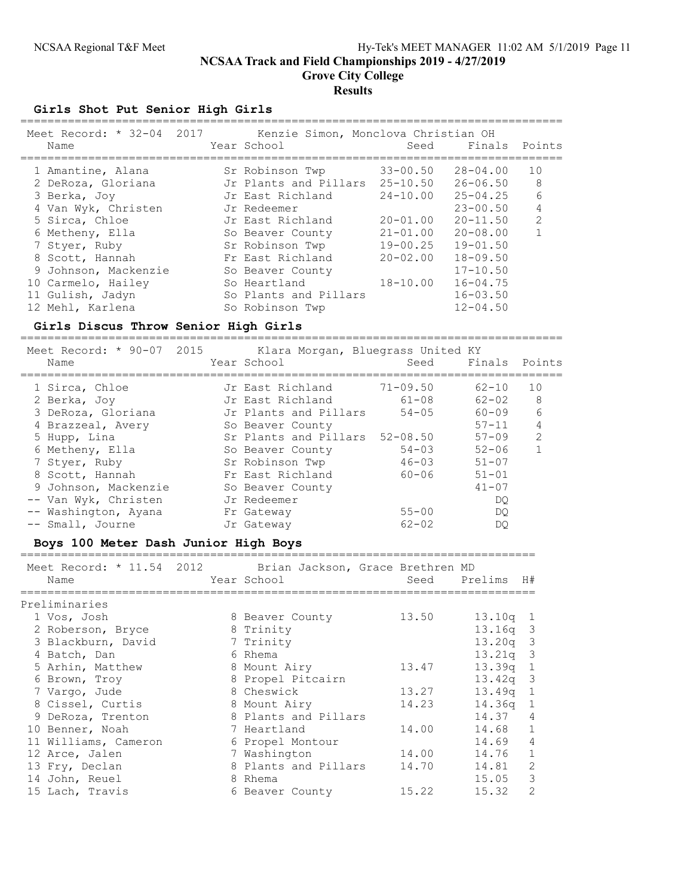# NCSAA Track and Field Championships 2019 - 4/27/2019

## Grove City College

### Results

#### Girls Shot Put Senior High Girls

Meet Record: * 32-04 2017 Kenzie Simon, Monclova Christian OH

| | Name | Year | School | Seed | Finals | Points |
|---|---|---|---|---|---|---|
| 1 | Amantine, Alana | Sr | Robinson Twp | 33-00.50 | 28-04.00 | 10 |
| 2 | DeRoza, Gloriana | Jr | Plants and Pillars | 25-10.50 | 26-06.50 | 8 |
| 3 | Berka, Joy | Jr | East Richland | 24-10.00 | 25-04.25 | 6 |
| 4 | Van Wyk, Christen | Jr | Redeemer | | 23-00.50 | 4 |
| 5 | Sirca, Chloe | Jr | East Richland | 20-01.00 | 20-11.50 | 2 |
| 6 | Metheny, Ella | So | Beaver County | 21-01.00 | 20-08.00 | 1 |
| 7 | Styer, Ruby | Sr | Robinson Twp | 19-00.25 | 19-01.50 | |
| 8 | Scott, Hannah | Fr | East Richland | 20-02.00 | 18-09.50 | |
| 9 | Johnson, Mackenzie | So | Beaver County | | 17-10.50 | |
| 10 | Carmelo, Hailey | So | Heartland | 18-10.00 | 16-04.75 | |
| 11 | Gulish, Jadyn | So | Plants and Pillars | | 16-03.50 | |
| 12 | Mehl, Karlena | So | Robinson Twp | | 12-04.50 | |

#### Girls Discus Throw Senior High Girls

Meet Record: * 90-07 2015 Klara Morgan, Bluegrass United KY

| | Name | Year | School | Seed | Finals | Points |
|---|---|---|---|---|---|---|
| 1 | Sirca, Chloe | Jr | East Richland | 71-09.50 | 62-10 | 10 |
| 2 | Berka, Joy | Jr | East Richland | 61-08 | 62-02 | 8 |
| 3 | DeRoza, Gloriana | Jr | Plants and Pillars | 54-05 | 60-09 | 6 |
| 4 | Brazzeal, Avery | So | Beaver County | | 57-11 | 4 |
| 5 | Hupp, Lina | Sr | Plants and Pillars | 52-08.50 | 57-09 | 2 |
| 6 | Metheny, Ella | So | Beaver County | 54-03 | 52-06 | 1 |
| 7 | Styer, Ruby | Sr | Robinson Twp | 46-03 | 51-07 | |
| 8 | Scott, Hannah | Fr | East Richland | 60-06 | 51-01 | |
| 9 | Johnson, Mackenzie | So | Beaver County | | 41-07 | |
| -- | Van Wyk, Christen | Jr | Redeemer | | DQ | |
| -- | Washington, Ayana | Fr | Gateway | 55-00 | DQ | |
| -- | Small, Journe | Jr | Gateway | 62-02 | DQ | |

#### Boys 100 Meter Dash Junior High Boys

Meet Record: * 11.54 2012 Brian Jackson, Grace Brethren MD

Preliminaries

| | Name | Year | School | Seed | Prelims | H# |
|---|---|---|---|---|---|---|
| 1 | Vos, Josh | 8 | Beaver County | 13.50 | 13.10q | 1 |
| 2 | Roberson, Bryce | 8 | Trinity | | 13.16q | 3 |
| 3 | Blackburn, David | 7 | Trinity | | 13.20q | 3 |
| 4 | Batch, Dan | 6 | Rhema | | 13.21q | 3 |
| 5 | Arhin, Matthew | 8 | Mount Airy | 13.47 | 13.39q | 1 |
| 6 | Brown, Troy | 8 | Propel Pitcairn | | 13.42q | 3 |
| 7 | Vargo, Jude | 8 | Cheswick | 13.27 | 13.49q | 1 |
| 8 | Cissel, Curtis | 8 | Mount Airy | 14.23 | 14.36q | 1 |
| 9 | DeRoza, Trenton | 8 | Plants and Pillars | | 14.37 | 4 |
| 10 | Benner, Noah | 7 | Heartland | 14.00 | 14.68 | 1 |
| 11 | Williams, Cameron | 6 | Propel Montour | | 14.69 | 4 |
| 12 | Arce, Jalen | 7 | Washington | 14.00 | 14.76 | 1 |
| 13 | Fry, Declan | 8 | Plants and Pillars | 14.70 | 14.81 | 2 |
| 14 | John, Reuel | 8 | Rhema | | 15.05 | 3 |
| 15 | Lach, Travis | 6 | Beaver County | 15.22 | 15.32 | 2 |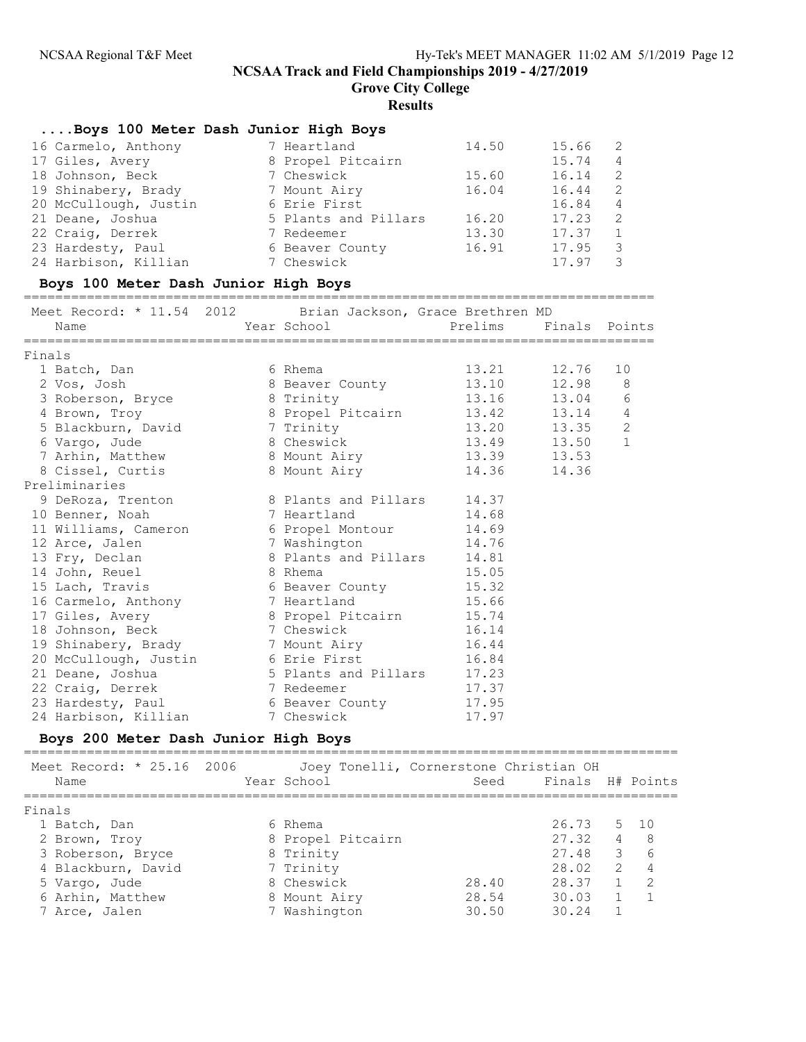# NCSAA Track and Field Championships 2019 - 4/27/2019

## Grove City College

### Results

#### ....Boys 100 Meter Dash Junior High Boys

| Name | Year School | Seed | Finals | H# |
|---|---|---|---|---|
| 16 Carmelo, Anthony | 7 Heartland | 14.50 | 15.66 | 2 |
| 17 Giles, Avery | 8 Propel Pitcairn | | 15.74 | 4 |
| 18 Johnson, Beck | 7 Cheswick | 15.60 | 16.14 | 2 |
| 19 Shinabery, Brady | 7 Mount Airy | 16.04 | 16.44 | 2 |
| 20 McCullough, Justin | 6 Erie First | | 16.84 | 4 |
| 21 Deane, Joshua | 5 Plants and Pillars | 16.20 | 17.23 | 2 |
| 22 Craig, Derrek | 7 Redeemer | 13.30 | 17.37 | 1 |
| 23 Hardesty, Paul | 6 Beaver County | 16.91 | 17.95 | 3 |
| 24 Harbison, Killian | 7 Cheswick | | 17.97 | 3 |

#### Boys 100 Meter Dash Junior High Boys

Meet Record: * 11.54 2012 Brian Jackson, Grace Brethren MD

| Name | Year School | Prelims | Finals | Points |
|---|---|---|---|---|
| **Finals** | | | | |
| 1 Batch, Dan | 6 Rhema | 13.21 | 12.76 | 10 |
| 2 Vos, Josh | 8 Beaver County | 13.10 | 12.98 | 8 |
| 3 Roberson, Bryce | 8 Trinity | 13.16 | 13.04 | 6 |
| 4 Brown, Troy | 8 Propel Pitcairn | 13.42 | 13.14 | 4 |
| 5 Blackburn, David | 7 Trinity | 13.20 | 13.35 | 2 |
| 6 Vargo, Jude | 8 Cheswick | 13.49 | 13.50 | 1 |
| 7 Arhin, Matthew | 8 Mount Airy | 13.39 | 13.53 | |
| 8 Cissel, Curtis | 8 Mount Airy | 14.36 | 14.36 | |
| **Preliminaries** | | | | |
| 9 DeRoza, Trenton | 8 Plants and Pillars | 14.37 | | |
| 10 Benner, Noah | 7 Heartland | 14.68 | | |
| 11 Williams, Cameron | 6 Propel Montour | 14.69 | | |
| 12 Arce, Jalen | 7 Washington | 14.76 | | |
| 13 Fry, Declan | 8 Plants and Pillars | 14.81 | | |
| 14 John, Reuel | 8 Rhema | 15.05 | | |
| 15 Lach, Travis | 6 Beaver County | 15.32 | | |
| 16 Carmelo, Anthony | 7 Heartland | 15.66 | | |
| 17 Giles, Avery | 8 Propel Pitcairn | 15.74 | | |
| 18 Johnson, Beck | 7 Cheswick | 16.14 | | |
| 19 Shinabery, Brady | 7 Mount Airy | 16.44 | | |
| 20 McCullough, Justin | 6 Erie First | 16.84 | | |
| 21 Deane, Joshua | 5 Plants and Pillars | 17.23 | | |
| 22 Craig, Derrek | 7 Redeemer | 17.37 | | |
| 23 Hardesty, Paul | 6 Beaver County | 17.95 | | |
| 24 Harbison, Killian | 7 Cheswick | 17.97 | | |

#### Boys 200 Meter Dash Junior High Boys

Meet Record: * 25.16 2006 Joey Tonelli, Cornerstone Christian OH

| Name | Year School | Seed | Finals | H# | Points |
|---|---|---|---|---|---|
| **Finals** | | | | | |
| 1 Batch, Dan | 6 Rhema | | 26.73 | 5 | 10 |
| 2 Brown, Troy | 8 Propel Pitcairn | | 27.32 | 4 | 8 |
| 3 Roberson, Bryce | 8 Trinity | | 27.48 | 3 | 6 |
| 4 Blackburn, David | 7 Trinity | | 28.02 | 2 | 4 |
| 5 Vargo, Jude | 8 Cheswick | 28.40 | 28.37 | 1 | 2 |
| 6 Arhin, Matthew | 8 Mount Airy | 28.54 | 30.03 | 1 | 1 |
| 7 Arce, Jalen | 7 Washington | 30.50 | 30.24 | 1 | |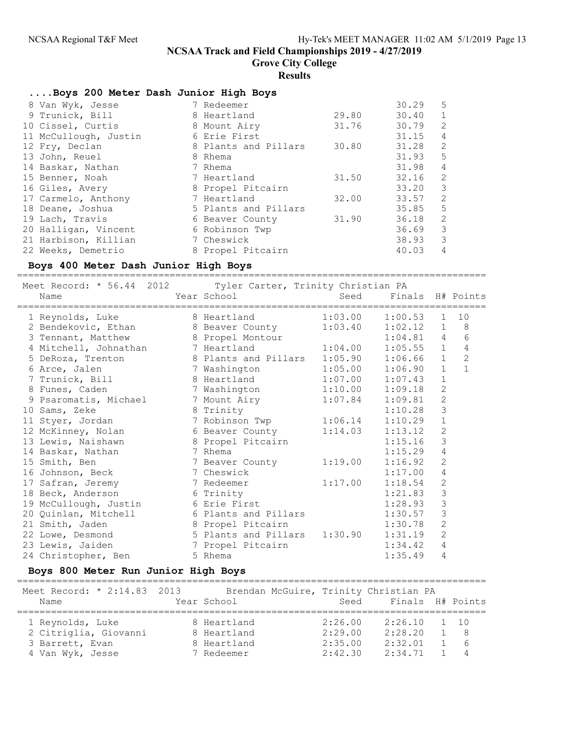# NCSAA Track and Field Championships 2019 - 4/27/2019

## Grove City College

### Results

#### ....Boys 200 Meter Dash Junior High Boys

| Place | Name | Year | School | Seed | Finals | H# |
|---|---|---|---|---|---|---|
| 8 | Van Wyk, Jesse | 7 | Redeemer | | 30.29 | 5 |
| 9 | Trunick, Bill | 8 | Heartland | 29.80 | 30.40 | 1 |
| 10 | Cissel, Curtis | 8 | Mount Airy | 31.76 | 30.79 | 2 |
| 11 | McCullough, Justin | 6 | Erie First | | 31.15 | 4 |
| 12 | Fry, Declan | 8 | Plants and Pillars | 30.80 | 31.28 | 2 |
| 13 | John, Reuel | 8 | Rhema | | 31.93 | 5 |
| 14 | Baskar, Nathan | 7 | Rhema | | 31.98 | 4 |
| 15 | Benner, Noah | 7 | Heartland | 31.50 | 32.16 | 2 |
| 16 | Giles, Avery | 8 | Propel Pitcairn | | 33.20 | 3 |
| 17 | Carmelo, Anthony | 7 | Heartland | 32.00 | 33.57 | 2 |
| 18 | Deane, Joshua | 5 | Plants and Pillars | | 35.85 | 5 |
| 19 | Lach, Travis | 6 | Beaver County | 31.90 | 36.18 | 2 |
| 20 | Halligan, Vincent | 6 | Robinson Twp | | 36.69 | 3 |
| 21 | Harbison, Killian | 7 | Cheswick | | 38.93 | 3 |
| 22 | Weeks, Demetrio | 8 | Propel Pitcairn | | 40.03 | 4 |

#### Boys 400 Meter Dash Junior High Boys

Meet Record: * 56.44 2012 Tyler Carter, Trinity Christian PA

| Place | Name | Year | School | Seed | Finals | H# | Points |
|---|---|---|---|---|---|---|---|
| 1 | Reynolds, Luke | 8 | Heartland | 1:03.00 | 1:00.53 | 1 | 10 |
| 2 | Bendekovic, Ethan | 8 | Beaver County | 1:03.40 | 1:02.12 | 1 | 8 |
| 3 | Tennant, Matthew | 8 | Propel Montour | | 1:04.81 | 4 | 6 |
| 4 | Mitchell, Johnathan | 7 | Heartland | 1:04.00 | 1:05.55 | 1 | 4 |
| 5 | DeRoza, Trenton | 8 | Plants and Pillars | 1:05.90 | 1:06.66 | 1 | 2 |
| 6 | Arce, Jalen | 7 | Washington | 1:05.00 | 1:06.90 | 1 | 1 |
| 7 | Trunick, Bill | 8 | Heartland | 1:07.00 | 1:07.43 | 1 | |
| 8 | Funes, Caden | 7 | Washington | 1:10.00 | 1:09.18 | 2 | |
| 9 | Psaromatis, Michael | 7 | Mount Airy | 1:07.84 | 1:09.81 | 2 | |
| 10 | Sams, Zeke | 8 | Trinity | | 1:10.28 | 3 | |
| 11 | Styer, Jordan | 7 | Robinson Twp | 1:06.14 | 1:10.29 | 1 | |
| 12 | McKinney, Nolan | 6 | Beaver County | 1:14.03 | 1:13.12 | 2 | |
| 13 | Lewis, Naishawn | 8 | Propel Pitcairn | | 1:15.16 | 3 | |
| 14 | Baskar, Nathan | 7 | Rhema | | 1:15.29 | 4 | |
| 15 | Smith, Ben | 7 | Beaver County | 1:19.00 | 1:16.92 | 2 | |
| 16 | Johnson, Beck | 7 | Cheswick | | 1:17.00 | 4 | |
| 17 | Safran, Jeremy | 7 | Redeemer | 1:17.00 | 1:18.54 | 2 | |
| 18 | Beck, Anderson | 6 | Trinity | | 1:21.83 | 3 | |
| 19 | McCullough, Justin | 6 | Erie First | | 1:28.93 | 3 | |
| 20 | Quinlan, Mitchell | 6 | Plants and Pillars | | 1:30.57 | 3 | |
| 21 | Smith, Jaden | 8 | Propel Pitcairn | | 1:30.78 | 2 | |
| 22 | Lowe, Desmond | 5 | Plants and Pillars | 1:30.90 | 1:31.19 | 2 | |
| 23 | Lewis, Jaiden | 7 | Propel Pitcairn | | 1:34.42 | 4 | |
| 24 | Christopher, Ben | 5 | Rhema | | 1:35.49 | 4 | |

#### Boys 800 Meter Run Junior High Boys

Meet Record: * 2:14.83 2013 Brendan McGuire, Trinity Christian PA

| Place | Name | Year | School | Seed | Finals | H# | Points |
|---|---|---|---|---|---|---|---|
| 1 | Reynolds, Luke | 8 | Heartland | 2:26.00 | 2:26.10 | 1 | 10 |
| 2 | Citriglia, Giovanni | 8 | Heartland | 2:29.00 | 2:28.20 | 1 | 8 |
| 3 | Barrett, Evan | 8 | Heartland | 2:35.00 | 2:32.01 | 1 | 6 |
| 4 | Van Wyk, Jesse | 7 | Redeemer | 2:42.30 | 2:34.71 | 1 | 4 |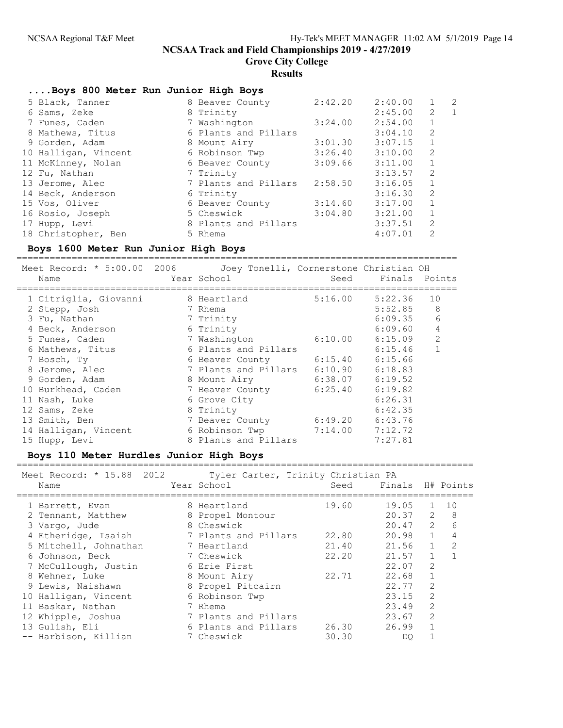# NCSAA Track and Field Championships 2019 - 4/27/2019

## Grove City College

## Results

### ....Boys 800 Meter Run Junior High Boys

| Place | Name | Year | School | Seed | Finals | H# | Points |
|---|---|---|---|---|---|---|---|
| 5 | Black, Tanner | 8 | Beaver County | 2:42.20 | 2:40.00 | 1 | 2 |
| 6 | Sams, Zeke | 8 | Trinity | | 2:45.00 | 2 | 1 |
| 7 | Funes, Caden | 7 | Washington | 3:24.00 | 2:54.00 | 1 | |
| 8 | Mathews, Titus | 6 | Plants and Pillars | | 3:04.10 | 2 | |
| 9 | Gorden, Adam | 8 | Mount Airy | 3:01.30 | 3:07.15 | 1 | |
| 10 | Halligan, Vincent | 6 | Robinson Twp | 3:26.40 | 3:10.00 | 2 | |
| 11 | McKinney, Nolan | 6 | Beaver County | 3:09.66 | 3:11.00 | 1 | |
| 12 | Fu, Nathan | 7 | Trinity | | 3:13.57 | 2 | |
| 13 | Jerome, Alec | 7 | Plants and Pillars | 2:58.50 | 3:16.05 | 1 | |
| 14 | Beck, Anderson | 6 | Trinity | | 3:16.30 | 2 | |
| 15 | Vos, Oliver | 6 | Beaver County | 3:14.60 | 3:17.00 | 1 | |
| 16 | Rosio, Joseph | 5 | Cheswick | 3:04.80 | 3:21.00 | 1 | |
| 17 | Hupp, Levi | 8 | Plants and Pillars | | 3:37.51 | 2 | |
| 18 | Christopher, Ben | 5 | Rhema | | 4:07.01 | 2 | |

### Boys 1600 Meter Run Junior High Boys

Meet Record: * 5:00.00 2006 Joey Tonelli, Cornerstone Christian OH

| Place | Name | Year | School | Seed | Finals | Points |
|---|---|---|---|---|---|---|
| 1 | Citriglia, Giovanni | 8 | Heartland | 5:16.00 | 5:22.36 | 10 |
| 2 | Stepp, Josh | 7 | Rhema | | 5:52.85 | 8 |
| 3 | Fu, Nathan | 7 | Trinity | | 6:09.35 | 6 |
| 4 | Beck, Anderson | 6 | Trinity | | 6:09.60 | 4 |
| 5 | Funes, Caden | 7 | Washington | 6:10.00 | 6:15.09 | 2 |
| 6 | Mathews, Titus | 6 | Plants and Pillars | | 6:15.46 | 1 |
| 7 | Bosch, Ty | 6 | Beaver County | 6:15.40 | 6:15.66 | |
| 8 | Jerome, Alec | 7 | Plants and Pillars | 6:10.90 | 6:18.83 | |
| 9 | Gorden, Adam | 8 | Mount Airy | 6:38.07 | 6:19.52 | |
| 10 | Burkhead, Caden | 7 | Beaver County | 6:25.40 | 6:19.82 | |
| 11 | Nash, Luke | 6 | Grove City | | 6:26.31 | |
| 12 | Sams, Zeke | 8 | Trinity | | 6:42.35 | |
| 13 | Smith, Ben | 7 | Beaver County | 6:49.20 | 6:43.76 | |
| 14 | Halligan, Vincent | 6 | Robinson Twp | 7:14.00 | 7:12.72 | |
| 15 | Hupp, Levi | 8 | Plants and Pillars | | 7:27.81 | |

### Boys 110 Meter Hurdles Junior High Boys

Meet Record: * 15.88 2012 Tyler Carter, Trinity Christian PA

| Place | Name | Year | School | Seed | Finals | H# | Points |
|---|---|---|---|---|---|---|---|
| 1 | Barrett, Evan | 8 | Heartland | 19.60 | 19.05 | 1 | 10 |
| 2 | Tennant, Matthew | 8 | Propel Montour | | 20.37 | 2 | 8 |
| 3 | Vargo, Jude | 8 | Cheswick | | 20.47 | 2 | 6 |
| 4 | Etheridge, Isaiah | 7 | Plants and Pillars | 22.80 | 20.98 | 1 | 4 |
| 5 | Mitchell, Johnathan | 7 | Heartland | 21.40 | 21.56 | 1 | 2 |
| 6 | Johnson, Beck | 7 | Cheswick | 22.20 | 21.57 | 1 | 1 |
| 7 | McCullough, Justin | 6 | Erie First | | 22.07 | 2 | |
| 8 | Wehner, Luke | 8 | Mount Airy | 22.71 | 22.68 | 1 | |
| 9 | Lewis, Naishawn | 8 | Propel Pitcairn | | 22.77 | 2 | |
| 10 | Halligan, Vincent | 6 | Robinson Twp | | 23.15 | 2 | |
| 11 | Baskar, Nathan | 7 | Rhema | | 23.49 | 2 | |
| 12 | Whipple, Joshua | 7 | Plants and Pillars | | 23.67 | 2 | |
| 13 | Gulish, Eli | 6 | Plants and Pillars | 26.30 | 26.99 | 1 | |
| -- | Harbison, Killian | 7 | Cheswick | 30.30 | DQ | 1 | |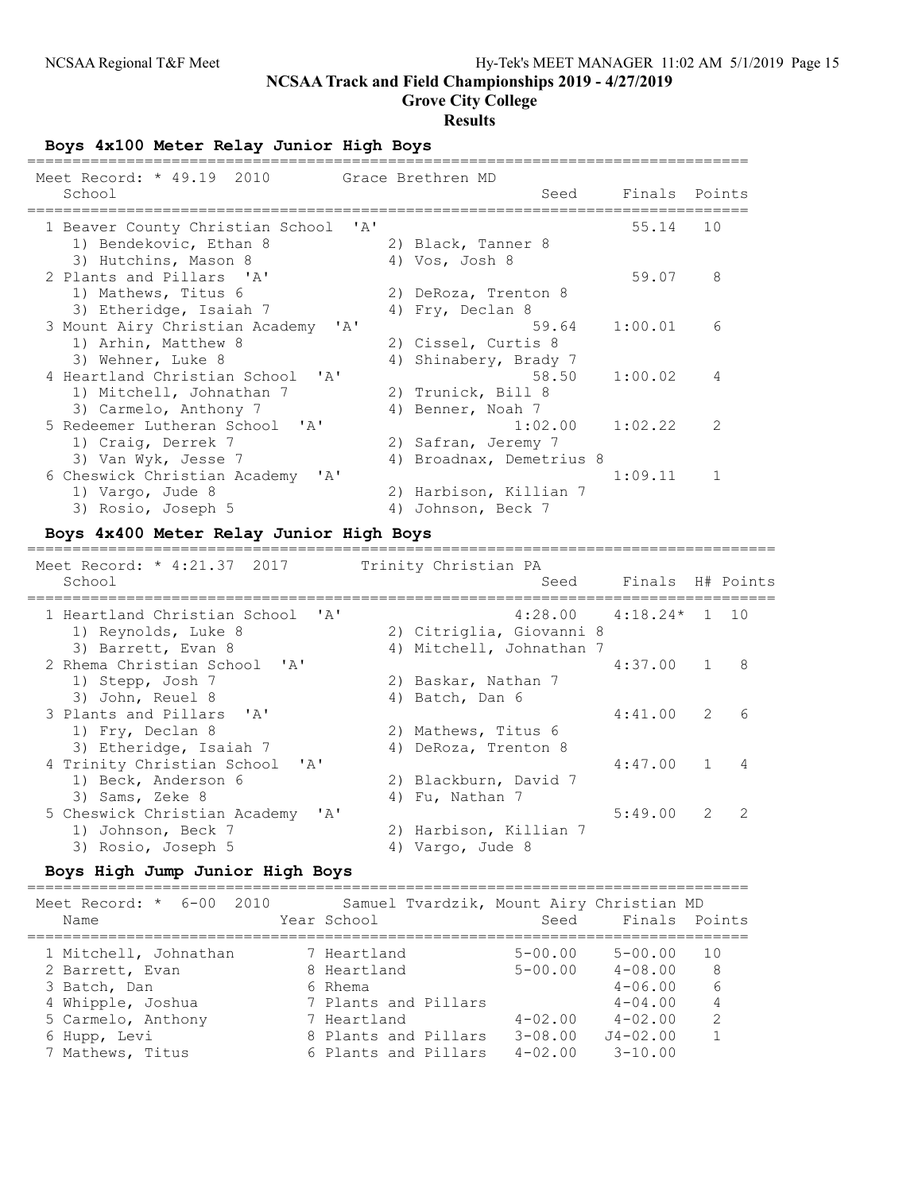## NCSAA Track and Field Championships 2019 - 4/27/2019

## Grove City College

## Results

### Boys 4x100 Meter Relay Junior High Boys

Meet Record: * 49.19 2010 Grace Brethren MD

| Place | School | Seed | Finals | Points |
|---|---|---|---|---|
| 1 | Beaver County Christian School 'A' | | 55.14 | 10 |
| | 1) Bendekovic, Ethan 8; 2) Black, Tanner 8; 3) Hutchins, Mason 8; 4) Vos, Josh 8 | | | |
| 2 | Plants and Pillars 'A' | | 59.07 | 8 |
| | 1) Mathews, Titus 6; 2) DeRoza, Trenton 8; 3) Etheridge, Isaiah 7; 4) Fry, Declan 8 | | | |
| 3 | Mount Airy Christian Academy 'A' | 59.64 | 1:00.01 | 6 |
| | 1) Arhin, Matthew 8; 2) Cissel, Curtis 8; 3) Wehner, Luke 8; 4) Shinabery, Brady 7 | | | |
| 4 | Heartland Christian School 'A' | 58.50 | 1:00.02 | 4 |
| | 1) Mitchell, Johnathan 7; 2) Trunick, Bill 8; 3) Carmelo, Anthony 7; 4) Benner, Noah 7 | | | |
| 5 | Redeemer Lutheran School 'A' | 1:02.00 | 1:02.22 | 2 |
| | 1) Craig, Derrek 7; 2) Safran, Jeremy 7; 3) Van Wyk, Jesse 7; 4) Broadnax, Demetrius 8 | | | |
| 6 | Cheswick Christian Academy 'A' | | 1:09.11 | 1 |
| | 1) Vargo, Jude 8; 2) Harbison, Killian 7; 3) Rosio, Joseph 5; 4) Johnson, Beck 7 | | | |

### Boys 4x400 Meter Relay Junior High Boys

Meet Record: * 4:21.37 2017 Trinity Christian PA

| Place | School | Seed | Finals | H# | Points |
|---|---|---|---|---|---|
| 1 | Heartland Christian School 'A' | 4:28.00 | 4:18.24* | 1 | 10 |
| | 1) Reynolds, Luke 8; 2) Citriglia, Giovanni 8; 3) Barrett, Evan 8; 4) Mitchell, Johnathan 7 | | | | |
| 2 | Rhema Christian School 'A' | | 4:37.00 | 1 | 8 |
| | 1) Stepp, Josh 7; 2) Baskar, Nathan 7; 3) John, Reuel 8; 4) Batch, Dan 6 | | | | |
| 3 | Plants and Pillars 'A' | | 4:41.00 | 2 | 6 |
| | 1) Fry, Declan 8; 2) Mathews, Titus 6; 3) Etheridge, Isaiah 7; 4) DeRoza, Trenton 8 | | | | |
| 4 | Trinity Christian School 'A' | | 4:47.00 | 1 | 4 |
| | 1) Beck, Anderson 6; 2) Blackburn, David 7; 3) Sams, Zeke 8; 4) Fu, Nathan 7 | | | | |
| 5 | Cheswick Christian Academy 'A' | | 5:49.00 | 2 | 2 |
| | 1) Johnson, Beck 7; 2) Harbison, Killian 7; 3) Rosio, Joseph 5; 4) Vargo, Jude 8 | | | | |

### Boys High Jump Junior High Boys

Meet Record: * 6-00 2010 Samuel Tvardzik, Mount Airy Christian MD

| Place | Name | Year | School | Seed | Finals | Points |
|---|---|---|---|---|---|---|
| 1 | Mitchell, Johnathan | 7 | Heartland | 5-00.00 | 5-00.00 | 10 |
| 2 | Barrett, Evan | 8 | Heartland | 5-00.00 | 4-08.00 | 8 |
| 3 | Batch, Dan | 6 | Rhema | | 4-06.00 | 6 |
| 4 | Whipple, Joshua | 7 | Plants and Pillars | | 4-04.00 | 4 |
| 5 | Carmelo, Anthony | 7 | Heartland | 4-02.00 | 4-02.00 | 2 |
| 6 | Hupp, Levi | 8 | Plants and Pillars | 3-08.00 | J4-02.00 | 1 |
| 7 | Mathews, Titus | 6 | Plants and Pillars | 4-02.00 | 3-10.00 | |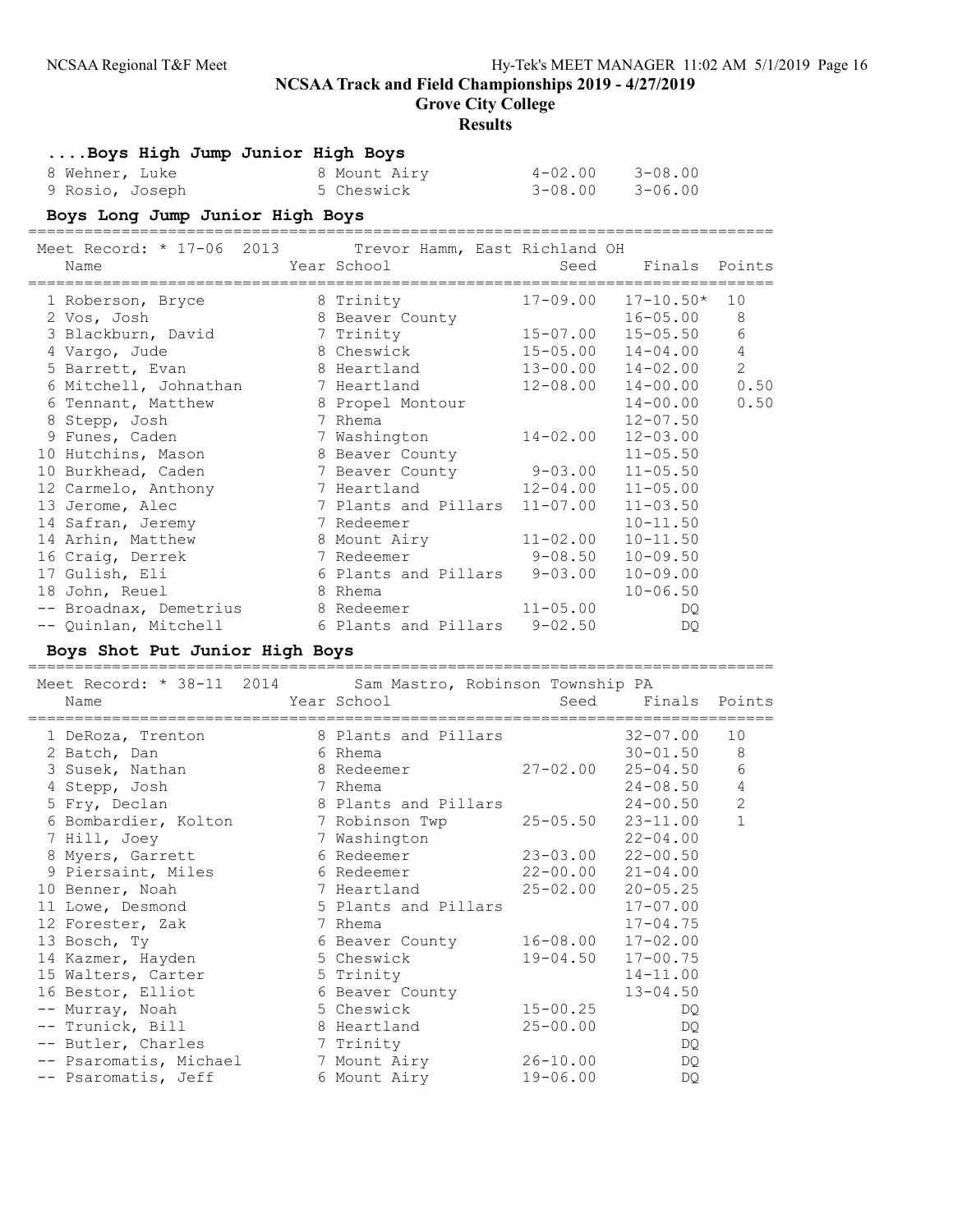## NCSAA Track and Field Championships 2019 - 4/27/2019

## Grove City College

## Results

### ....Boys High Jump Junior High Boys

| Name | Year | School | Seed | Finals |
|---|---|---|---|---|
| 8 Wehner, Luke | 8 | Mount Airy | 4-02.00 | 3-08.00 |
| 9 Rosio, Joseph | 5 | Cheswick | 3-08.00 | 3-06.00 |

### Boys Long Jump Junior High Boys

Meet Record: * 17-06 2013 Trevor Hamm, East Richland OH

| Name | Year | School | Seed | Finals | Points |
|---|---|---|---|---|---|
| 1 Roberson, Bryce | 8 | Trinity | 17-09.00 | 17-10.50* | 10 |
| 2 Vos, Josh | 8 | Beaver County | | 16-05.00 | 8 |
| 3 Blackburn, David | 7 | Trinity | 15-07.00 | 15-05.50 | 6 |
| 4 Vargo, Jude | 8 | Cheswick | 15-05.00 | 14-04.00 | 4 |
| 5 Barrett, Evan | 8 | Heartland | 13-00.00 | 14-02.00 | 2 |
| 6 Mitchell, Johnathan | 7 | Heartland | 12-08.00 | 14-00.00 | 0.50 |
| 6 Tennant, Matthew | 8 | Propel Montour | | 14-00.00 | 0.50 |
| 8 Stepp, Josh | 7 | Rhema | | 12-07.50 | |
| 9 Funes, Caden | 7 | Washington | 14-02.00 | 12-03.00 | |
| 10 Hutchins, Mason | 8 | Beaver County | | 11-05.50 | |
| 10 Burkhead, Caden | 7 | Beaver County | 9-03.00 | 11-05.50 | |
| 12 Carmelo, Anthony | 7 | Heartland | 12-04.00 | 11-05.00 | |
| 13 Jerome, Alec | 7 | Plants and Pillars | 11-07.00 | 11-03.50 | |
| 14 Safran, Jeremy | 7 | Redeemer | | 10-11.50 | |
| 14 Arhin, Matthew | 8 | Mount Airy | 11-02.00 | 10-11.50 | |
| 16 Craig, Derrek | 7 | Redeemer | 9-08.50 | 10-09.50 | |
| 17 Gulish, Eli | 6 | Plants and Pillars | 9-03.00 | 10-09.00 | |
| 18 John, Reuel | 8 | Rhema | | 10-06.50 | |
| -- Broadnax, Demetrius | 8 | Redeemer | 11-05.00 | DQ | |
| -- Quinlan, Mitchell | 6 | Plants and Pillars | 9-02.50 | DQ | |

### Boys Shot Put Junior High Boys

Meet Record: * 38-11 2014 Sam Mastro, Robinson Township PA

| Name | Year | School | Seed | Finals | Points |
|---|---|---|---|---|---|
| 1 DeRoza, Trenton | 8 | Plants and Pillars | | 32-07.00 | 10 |
| 2 Batch, Dan | 6 | Rhema | | 30-01.50 | 8 |
| 3 Susek, Nathan | 8 | Redeemer | 27-02.00 | 25-04.50 | 6 |
| 4 Stepp, Josh | 7 | Rhema | | 24-08.50 | 4 |
| 5 Fry, Declan | 8 | Plants and Pillars | | 24-00.50 | 2 |
| 6 Bombardier, Kolton | 7 | Robinson Twp | 25-05.50 | 23-11.00 | 1 |
| 7 Hill, Joey | 7 | Washington | | 22-04.00 | |
| 8 Myers, Garrett | 6 | Redeemer | 23-03.00 | 22-00.50 | |
| 9 Piersaint, Miles | 6 | Redeemer | 22-00.00 | 21-04.00 | |
| 10 Benner, Noah | 7 | Heartland | 25-02.00 | 20-05.25 | |
| 11 Lowe, Desmond | 5 | Plants and Pillars | | 17-07.00 | |
| 12 Forester, Zak | 7 | Rhema | | 17-04.75 | |
| 13 Bosch, Ty | 6 | Beaver County | 16-08.00 | 17-02.00 | |
| 14 Kazmer, Hayden | 5 | Cheswick | 19-04.50 | 17-00.75 | |
| 15 Walters, Carter | 5 | Trinity | | 14-11.00 | |
| 16 Bestor, Elliot | 6 | Beaver County | | 13-04.50 | |
| -- Murray, Noah | 5 | Cheswick | 15-00.25 | DQ | |
| -- Trunick, Bill | 8 | Heartland | 25-00.00 | DQ | |
| -- Butler, Charles | 7 | Trinity | | DQ | |
| -- Psaromatis, Michael | 7 | Mount Airy | 26-10.00 | DQ | |
| -- Psaromatis, Jeff | 6 | Mount Airy | 19-06.00 | DQ | |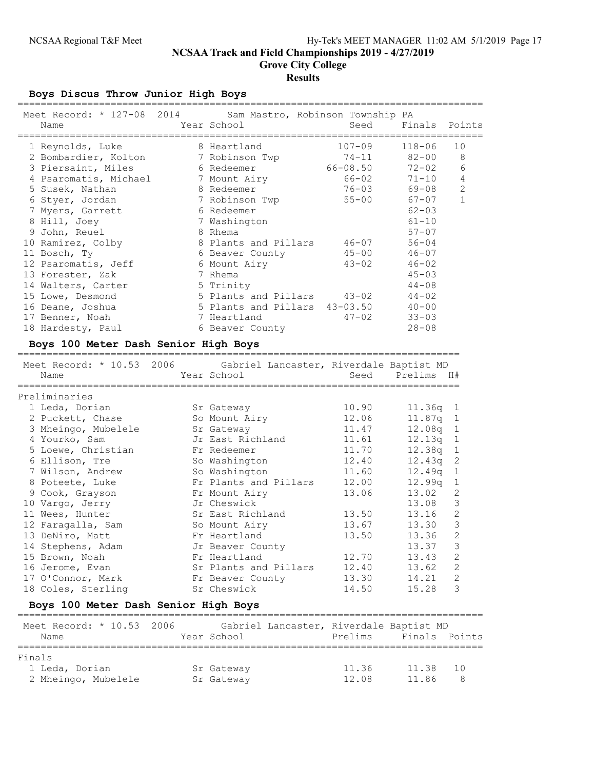# NCSAA Track and Field Championships 2019 - 4/27/2019

## Grove City College

### Results

#### Boys Discus Throw Junior High Boys

Meet Record: * 127-08 2014 Sam Mastro, Robinson Township PA

| Place | Name | Year | School | Seed | Finals | Points |
|---|---|---|---|---|---|---|
| 1 | Reynolds, Luke | 8 | Heartland | 107-09 | 118-06 | 10 |
| 2 | Bombardier, Kolton | 7 | Robinson Twp | 74-11 | 82-00 | 8 |
| 3 | Piersaint, Miles | 6 | Redeemer | 66-08.50 | 72-02 | 6 |
| 4 | Psaromatis, Michael | 7 | Mount Airy | 66-02 | 71-10 | 4 |
| 5 | Susek, Nathan | 8 | Redeemer | 76-03 | 69-08 | 2 |
| 6 | Styer, Jordan | 7 | Robinson Twp | 55-00 | 67-07 | 1 |
| 7 | Myers, Garrett | 6 | Redeemer | | 62-03 | |
| 8 | Hill, Joey | 7 | Washington | | 61-10 | |
| 9 | John, Reuel | 8 | Rhema | | 57-07 | |
| 10 | Ramirez, Colby | 8 | Plants and Pillars | 46-07 | 56-04 | |
| 11 | Bosch, Ty | 6 | Beaver County | 45-00 | 46-07 | |
| 12 | Psaromatis, Jeff | 6 | Mount Airy | 43-02 | 46-02 | |
| 13 | Forester, Zak | 7 | Rhema | | 45-03 | |
| 14 | Walters, Carter | 5 | Trinity | | 44-08 | |
| 15 | Lowe, Desmond | 5 | Plants and Pillars | 43-02 | 44-02 | |
| 16 | Deane, Joshua | 5 | Plants and Pillars | 43-03.50 | 40-00 | |
| 17 | Benner, Noah | 7 | Heartland | 47-02 | 33-03 | |
| 18 | Hardesty, Paul | 6 | Beaver County | | 28-08 | |

#### Boys 100 Meter Dash Senior High Boys

Meet Record: * 10.53 2006 Gabriel Lancaster, Riverdale Baptist MD

Preliminaries

| Place | Name | Year | School | Seed | Prelims | H# |
|---|---|---|---|---|---|---|
| 1 | Leda, Dorian | Sr | Gateway | 10.90 | 11.36q | 1 |
| 2 | Puckett, Chase | So | Mount Airy | 12.06 | 11.87q | 1 |
| 3 | Mheingo, Mubelele | Sr | Gateway | 11.47 | 12.08q | 1 |
| 4 | Yourko, Sam | Jr | East Richland | 11.61 | 12.13q | 1 |
| 5 | Loewe, Christian | Fr | Redeemer | 11.70 | 12.38q | 1 |
| 6 | Ellison, Tre | So | Washington | 12.40 | 12.43q | 2 |
| 7 | Wilson, Andrew | So | Washington | 11.60 | 12.49q | 1 |
| 8 | Poteete, Luke | Fr | Plants and Pillars | 12.00 | 12.99q | 1 |
| 9 | Cook, Grayson | Fr | Mount Airy | 13.06 | 13.02 | 2 |
| 10 | Vargo, Jerry | Jr | Cheswick | | 13.08 | 3 |
| 11 | Wees, Hunter | Sr | East Richland | 13.50 | 13.16 | 2 |
| 12 | Faragalla, Sam | So | Mount Airy | 13.67 | 13.30 | 3 |
| 13 | DeNiro, Matt | Fr | Heartland | 13.50 | 13.36 | 2 |
| 14 | Stephens, Adam | Jr | Beaver County | | 13.37 | 3 |
| 15 | Brown, Noah | Fr | Heartland | 12.70 | 13.43 | 2 |
| 16 | Jerome, Evan | Sr | Plants and Pillars | 12.40 | 13.62 | 2 |
| 17 | O'Connor, Mark | Fr | Beaver County | 13.30 | 14.21 | 2 |
| 18 | Coles, Sterling | Sr | Cheswick | 14.50 | 15.28 | 3 |

#### Boys 100 Meter Dash Senior High Boys

Meet Record: * 10.53 2006 Gabriel Lancaster, Riverdale Baptist MD

Finals

| Place | Name | Year | School | Prelims | Finals | Points |
|---|---|---|---|---|---|---|
| 1 | Leda, Dorian | Sr | Gateway | 11.36 | 11.38 | 10 |
| 2 | Mheingo, Mubelele | Sr | Gateway | 12.08 | 11.86 | 8 |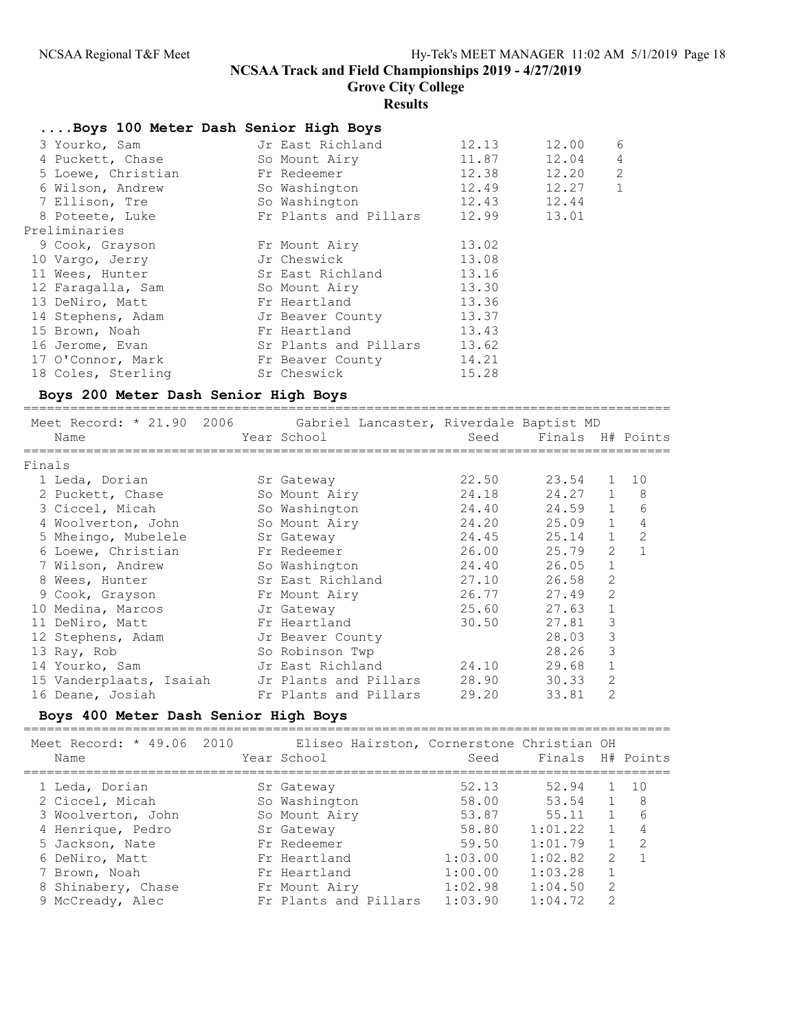# NCSAA Track and Field Championships 2019 - 4/27/2019

## Grove City College

### Results

#### ....Boys 100 Meter Dash Senior High Boys

| Name | Year | School | Seed | Finals | Points |
|---|---|---|---|---|---|
| 3 Yourko, Sam | Jr | East Richland | 12.13 | 12.00 | 6 |
| 4 Puckett, Chase | So | Mount Airy | 11.87 | 12.04 | 4 |
| 5 Loewe, Christian | Fr | Redeemer | 12.38 | 12.20 | 2 |
| 6 Wilson, Andrew | So | Washington | 12.49 | 12.27 | 1 |
| 7 Ellison, Tre | So | Washington | 12.43 | 12.44 | |
| 8 Poteete, Luke | Fr | Plants and Pillars | 12.99 | 13.01 | |

Preliminaries

| Name | Year | School | Prelims |
|---|---|---|---|
| 9 Cook, Grayson | Fr | Mount Airy | 13.02 |
| 10 Vargo, Jerry | Jr | Cheswick | 13.08 |
| 11 Wees, Hunter | Sr | East Richland | 13.16 |
| 12 Faragalla, Sam | So | Mount Airy | 13.30 |
| 13 DeNiro, Matt | Fr | Heartland | 13.36 |
| 14 Stephens, Adam | Jr | Beaver County | 13.37 |
| 15 Brown, Noah | Fr | Heartland | 13.43 |
| 16 Jerome, Evan | Sr | Plants and Pillars | 13.62 |
| 17 O'Connor, Mark | Fr | Beaver County | 14.21 |
| 18 Coles, Sterling | Sr | Cheswick | 15.28 |

#### Boys 200 Meter Dash Senior High Boys

Meet Record: * 21.90 2006 Gabriel Lancaster, Riverdale Baptist MD

Finals

| Name | Year | School | Seed | Finals | H# | Points |
|---|---|---|---|---|---|---|
| 1 Leda, Dorian | Sr | Gateway | 22.50 | 23.54 | 1 | 10 |
| 2 Puckett, Chase | So | Mount Airy | 24.18 | 24.27 | 1 | 8 |
| 3 Ciccel, Micah | So | Washington | 24.40 | 24.59 | 1 | 6 |
| 4 Woolverton, John | So | Mount Airy | 24.20 | 25.09 | 1 | 4 |
| 5 Mheingo, Mubelele | Sr | Gateway | 24.45 | 25.14 | 1 | 2 |
| 6 Loewe, Christian | Fr | Redeemer | 26.00 | 25.79 | 2 | 1 |
| 7 Wilson, Andrew | So | Washington | 24.40 | 26.05 | 1 | |
| 8 Wees, Hunter | Sr | East Richland | 27.10 | 26.58 | 2 | |
| 9 Cook, Grayson | Fr | Mount Airy | 26.77 | 27.49 | 2 | |
| 10 Medina, Marcos | Jr | Gateway | 25.60 | 27.63 | 1 | |
| 11 DeNiro, Matt | Fr | Heartland | 30.50 | 27.81 | 3 | |
| 12 Stephens, Adam | Jr | Beaver County | | 28.03 | 3 | |
| 13 Ray, Rob | So | Robinson Twp | | 28.26 | 3 | |
| 14 Yourko, Sam | Jr | East Richland | 24.10 | 29.68 | 1 | |
| 15 Vanderplaats, Isaiah | Jr | Plants and Pillars | 28.90 | 30.33 | 2 | |
| 16 Deane, Josiah | Fr | Plants and Pillars | 29.20 | 33.81 | 2 | |

#### Boys 400 Meter Dash Senior High Boys

Meet Record: * 49.06 2010 Eliseo Hairston, Cornerstone Christian OH

| Name | Year | School | Seed | Finals | H# | Points |
|---|---|---|---|---|---|---|
| 1 Leda, Dorian | Sr | Gateway | 52.13 | 52.94 | 1 | 10 |
| 2 Ciccel, Micah | So | Washington | 58.00 | 53.54 | 1 | 8 |
| 3 Woolverton, John | So | Mount Airy | 53.87 | 55.11 | 1 | 6 |
| 4 Henrique, Pedro | Sr | Gateway | 58.80 | 1:01.22 | 1 | 4 |
| 5 Jackson, Nate | Fr | Redeemer | 59.50 | 1:01.79 | 1 | 2 |
| 6 DeNiro, Matt | Fr | Heartland | 1:03.00 | 1:02.82 | 2 | 1 |
| 7 Brown, Noah | Fr | Heartland | 1:00.00 | 1:03.28 | 1 | |
| 8 Shinabery, Chase | Fr | Mount Airy | 1:02.98 | 1:04.50 | 2 | |
| 9 McCready, Alec | Fr | Plants and Pillars | 1:03.90 | 1:04.72 | 2 | |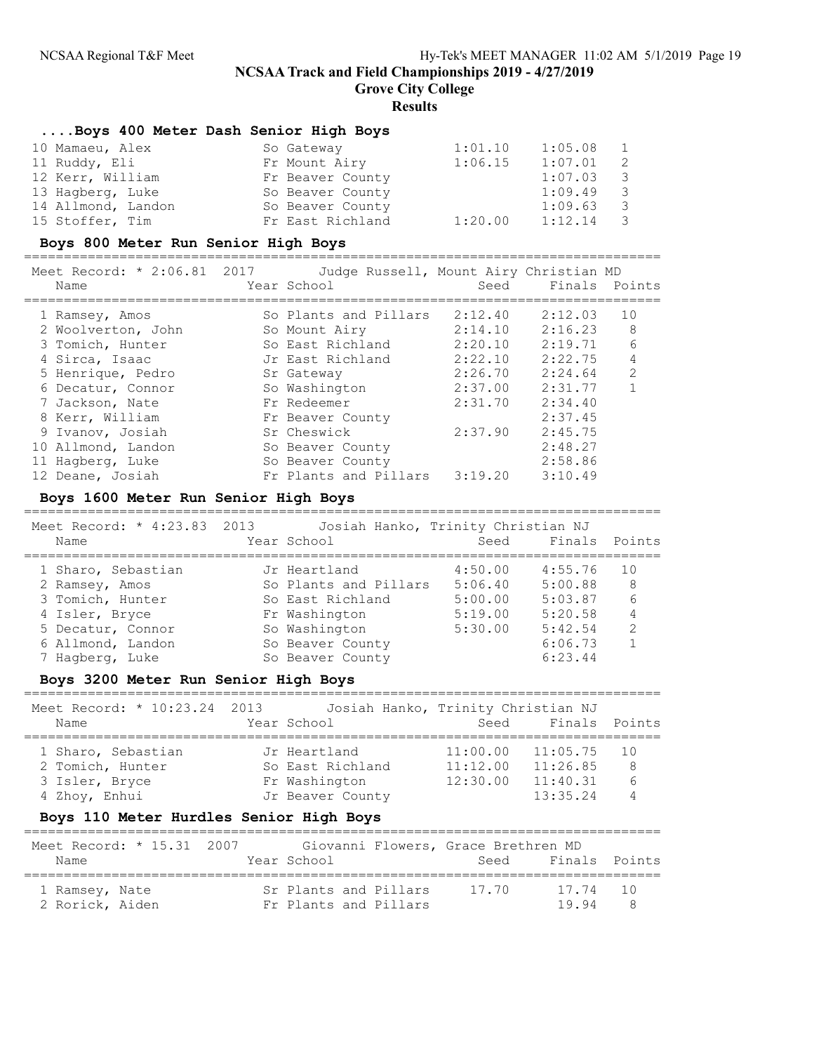# NCSAA Track and Field Championships 2019 - 4/27/2019

## Grove City College

### Results

#### ....Boys 400 Meter Dash Senior High Boys

| Place | Name | Year | School | Seed | Finals | Points |
|---|---|---|---|---|---|---|
| 10 | Mamaeu, Alex | So | Gateway | 1:01.10 | 1:05.08 | 1 |
| 11 | Ruddy, Eli | Fr | Mount Airy | 1:06.15 | 1:07.01 | 2 |
| 12 | Kerr, William | Fr | Beaver County | | 1:07.03 | 3 |
| 13 | Hagberg, Luke | So | Beaver County | | 1:09.49 | 3 |
| 14 | Allmond, Landon | So | Beaver County | | 1:09.63 | 3 |
| 15 | Stoffer, Tim | Fr | East Richland | 1:20.00 | 1:12.14 | 3 |

#### Boys 800 Meter Run Senior High Boys

Meet Record: * 2:06.81 2017 Judge Russell, Mount Airy Christian MD

| Place | Name | Year | School | Seed | Finals | Points |
|---|---|---|---|---|---|---|
| 1 | Ramsey, Amos | So | Plants and Pillars | 2:12.40 | 2:12.03 | 10 |
| 2 | Woolverton, John | So | Mount Airy | 2:14.10 | 2:16.23 | 8 |
| 3 | Tomich, Hunter | So | East Richland | 2:20.10 | 2:19.71 | 6 |
| 4 | Sirca, Isaac | Jr | East Richland | 2:22.10 | 2:22.75 | 4 |
| 5 | Henrique, Pedro | Sr | Gateway | 2:26.70 | 2:24.64 | 2 |
| 6 | Decatur, Connor | So | Washington | 2:37.00 | 2:31.77 | 1 |
| 7 | Jackson, Nate | Fr | Redeemer | 2:31.70 | 2:34.40 | |
| 8 | Kerr, William | Fr | Beaver County | | 2:37.45 | |
| 9 | Ivanov, Josiah | Sr | Cheswick | 2:37.90 | 2:45.75 | |
| 10 | Allmond, Landon | So | Beaver County | | 2:48.27 | |
| 11 | Hagberg, Luke | So | Beaver County | | 2:58.86 | |
| 12 | Deane, Josiah | Fr | Plants and Pillars | 3:19.20 | 3:10.49 | |

#### Boys 1600 Meter Run Senior High Boys

Meet Record: * 4:23.83 2013 Josiah Hanko, Trinity Christian NJ

| Place | Name | Year | School | Seed | Finals | Points |
|---|---|---|---|---|---|---|
| 1 | Sharo, Sebastian | Jr | Heartland | 4:50.00 | 4:55.76 | 10 |
| 2 | Ramsey, Amos | So | Plants and Pillars | 5:06.40 | 5:00.88 | 8 |
| 3 | Tomich, Hunter | So | East Richland | 5:00.00 | 5:03.87 | 6 |
| 4 | Isler, Bryce | Fr | Washington | 5:19.00 | 5:20.58 | 4 |
| 5 | Decatur, Connor | So | Washington | 5:30.00 | 5:42.54 | 2 |
| 6 | Allmond, Landon | So | Beaver County | | 6:06.73 | 1 |
| 7 | Hagberg, Luke | So | Beaver County | | 6:23.44 | |

#### Boys 3200 Meter Run Senior High Boys

Meet Record: * 10:23.24 2013 Josiah Hanko, Trinity Christian NJ

| Place | Name | Year | School | Seed | Finals | Points |
|---|---|---|---|---|---|---|
| 1 | Sharo, Sebastian | Jr | Heartland | 11:00.00 | 11:05.75 | 10 |
| 2 | Tomich, Hunter | So | East Richland | 11:12.00 | 11:26.85 | 8 |
| 3 | Isler, Bryce | Fr | Washington | 12:30.00 | 11:40.31 | 6 |
| 4 | Zhoy, Enhui | Jr | Beaver County | | 13:35.24 | 4 |

#### Boys 110 Meter Hurdles Senior High Boys

Meet Record: * 15.31 2007 Giovanni Flowers, Grace Brethren MD

| Place | Name | Year | School | Seed | Finals | Points |
|---|---|---|---|---|---|---|
| 1 | Ramsey, Nate | Sr | Plants and Pillars | 17.70 | 17.74 | 10 |
| 2 | Rorick, Aiden | Fr | Plants and Pillars | | 19.94 | 8 |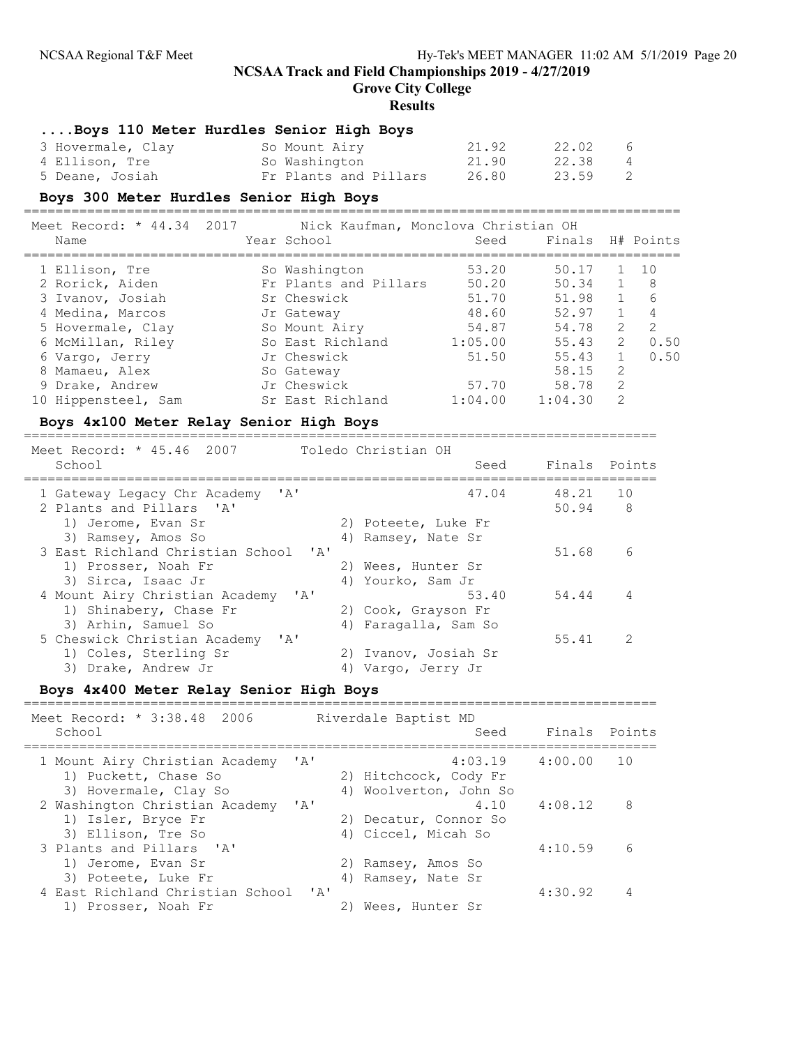# NCSAA Track and Field Championships 2019 - 4/27/2019

## Grove City College

### Results

#### ....Boys 110 Meter Hurdles Senior High Boys

| Place | Name | Year | School | Seed | Finals | Points |
|---|---|---|---|---|---|---|
| 3 | Hovermale, Clay | So | Mount Airy | 21.92 | 22.02 | 6 |
| 4 | Ellison, Tre | So | Washington | 21.90 | 22.38 | 4 |
| 5 | Deane, Josiah | Fr | Plants and Pillars | 26.80 | 23.59 | 2 |

#### Boys 300 Meter Hurdles Senior High Boys

Meet Record: * 44.34 2017 Nick Kaufman, Monclova Christian OH

| Place | Name | Year | School | Seed | Finals | H# | Points |
|---|---|---|---|---|---|---|---|
| 1 | Ellison, Tre | So | Washington | 53.20 | 50.17 | 1 | 10 |
| 2 | Rorick, Aiden | Fr | Plants and Pillars | 50.20 | 50.34 | 1 | 8 |
| 3 | Ivanov, Josiah | Sr | Cheswick | 51.70 | 51.98 | 1 | 6 |
| 4 | Medina, Marcos | Jr | Gateway | 48.60 | 52.97 | 1 | 4 |
| 5 | Hovermale, Clay | So | Mount Airy | 54.87 | 54.78 | 2 | 2 |
| 6 | McMillan, Riley | So | East Richland | 1:05.00 | 55.43 | 2 | 0.50 |
| 6 | Vargo, Jerry | Jr | Cheswick | 51.50 | 55.43 | 1 | 0.50 |
| 8 | Mamaeu, Alex | So | Gateway | | 58.15 | 2 | |
| 9 | Drake, Andrew | Jr | Cheswick | 57.70 | 58.78 | 2 | |
| 10 | Hippensteel, Sam | Sr | East Richland | 1:04.00 | 1:04.30 | 2 | |

#### Boys 4x100 Meter Relay Senior High Boys

Meet Record: * 45.46 2007 Toledo Christian OH

| Place | School | Seed | Finals | Points |
|---|---|---|---|---|
| 1 | Gateway Legacy Chr Academy 'A' | 47.04 | 48.21 | 10 |
| 2 | Plants and Pillars 'A' | | 50.94 | 8 |
| | 1) Jerome, Evan Sr; 2) Poteete, Luke Fr; 3) Ramsey, Amos So; 4) Ramsey, Nate Sr | | | |
| 3 | East Richland Christian School 'A' | | 51.68 | 6 |
| | 1) Prosser, Noah Fr; 2) Wees, Hunter Sr; 3) Sirca, Isaac Jr; 4) Yourko, Sam Jr | | | |
| 4 | Mount Airy Christian Academy 'A' | 53.40 | 54.44 | 4 |
| | 1) Shinabery, Chase Fr; 2) Cook, Grayson Fr; 3) Arhin, Samuel So; 4) Faragalla, Sam So | | | |
| 5 | Cheswick Christian Academy 'A' | | 55.41 | 2 |
| | 1) Coles, Sterling Sr; 2) Ivanov, Josiah Sr; 3) Drake, Andrew Jr; 4) Vargo, Jerry Jr | | | |

#### Boys 4x400 Meter Relay Senior High Boys

Meet Record: * 3:38.48 2006 Riverdale Baptist MD

| Place | School | Seed | Finals | Points |
|---|---|---|---|---|
| 1 | Mount Airy Christian Academy 'A' | 4:03.19 | 4:00.00 | 10 |
| | 1) Puckett, Chase So; 2) Hitchcock, Cody Fr; 3) Hovermale, Clay So; 4) Woolverton, John So | | | |
| 2 | Washington Christian Academy 'A' | 4.10 | 4:08.12 | 8 |
| | 1) Isler, Bryce Fr; 2) Decatur, Connor So; 3) Ellison, Tre So; 4) Ciccel, Micah So | | | |
| 3 | Plants and Pillars 'A' | | 4:10.59 | 6 |
| | 1) Jerome, Evan Sr; 2) Ramsey, Amos So; 3) Poteete, Luke Fr; 4) Ramsey, Nate Sr | | | |
| 4 | East Richland Christian School 'A' | | 4:30.92 | 4 |
| | 1) Prosser, Noah Fr; 2) Wees, Hunter Sr | | | |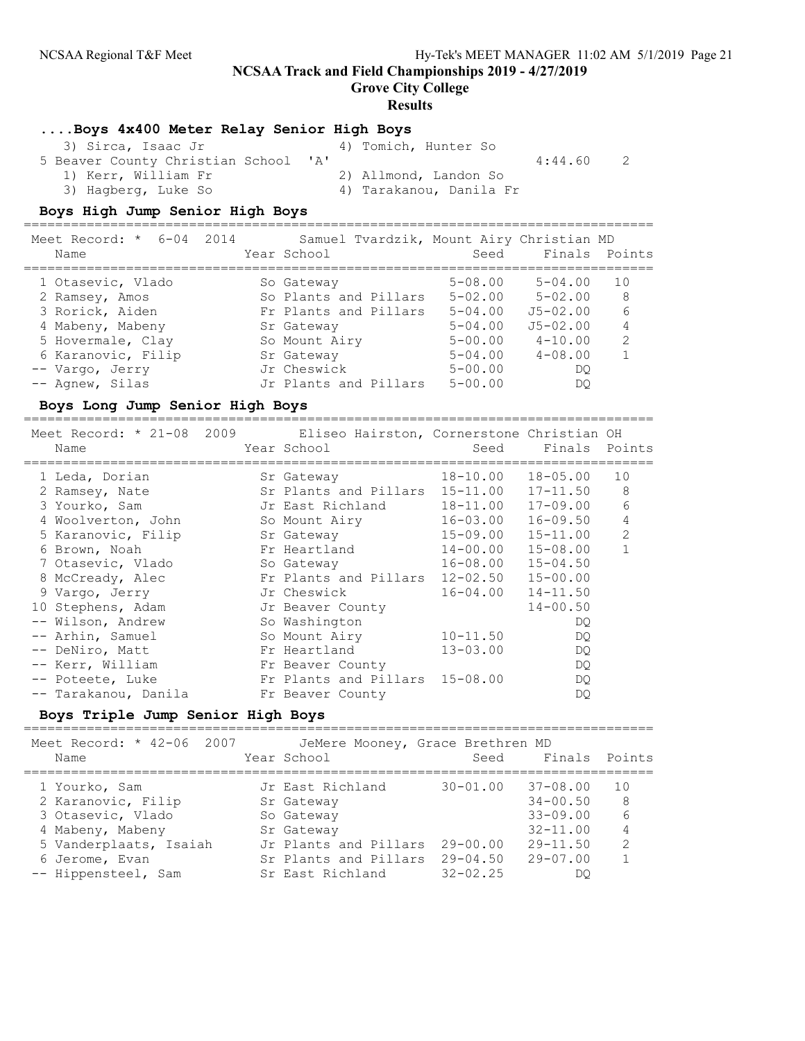## NCSAA Track and Field Championships 2019 - 4/27/2019

### Grove City College

### Results

#### ....Boys 4x400 Meter Relay Senior High Boys

3) Sirca, Isaac Jr    4) Tomich, Hunter So

5 Beaver County Christian School 'A'    4:44.60    2

1) Kerr, William Fr    2) Allmond, Landon So

3) Hagberg, Luke So    4) Tarakanou, Danila Fr

#### Boys High Jump Senior High Boys

Meet Record: * 6-04 2014 Samuel Tvardzik, Mount Airy Christian MD

| Name | Year | School | Seed | Finals | Points |
|---|---|---|---|---|---|
| 1 Otasevic, Vlado | So | Gateway | 5-08.00 | 5-04.00 | 10 |
| 2 Ramsey, Amos | So | Plants and Pillars | 5-02.00 | 5-02.00 | 8 |
| 3 Rorick, Aiden | Fr | Plants and Pillars | 5-04.00 | J5-02.00 | 6 |
| 4 Mabeny, Mabeny | Sr | Gateway | 5-04.00 | J5-02.00 | 4 |
| 5 Hovermale, Clay | So | Mount Airy | 5-00.00 | 4-10.00 | 2 |
| 6 Karanovic, Filip | Sr | Gateway | 5-04.00 | 4-08.00 | 1 |
| -- Vargo, Jerry | Jr | Cheswick | 5-00.00 | DQ | |
| -- Agnew, Silas | Jr | Plants and Pillars | 5-00.00 | DQ | |

#### Boys Long Jump Senior High Boys

Meet Record: * 21-08 2009 Eliseo Hairston, Cornerstone Christian OH

| Name | Year | School | Seed | Finals | Points |
|---|---|---|---|---|---|
| 1 Leda, Dorian | Sr | Gateway | 18-10.00 | 18-05.00 | 10 |
| 2 Ramsey, Nate | Sr | Plants and Pillars | 15-11.00 | 17-11.50 | 8 |
| 3 Yourko, Sam | Jr | East Richland | 18-11.00 | 17-09.00 | 6 |
| 4 Woolverton, John | So | Mount Airy | 16-03.00 | 16-09.50 | 4 |
| 5 Karanovic, Filip | Sr | Gateway | 15-09.00 | 15-11.00 | 2 |
| 6 Brown, Noah | Fr | Heartland | 14-00.00 | 15-08.00 | 1 |
| 7 Otasevic, Vlado | So | Gateway | 16-08.00 | 15-04.50 | |
| 8 McCready, Alec | Fr | Plants and Pillars | 12-02.50 | 15-00.00 | |
| 9 Vargo, Jerry | Jr | Cheswick | 16-04.00 | 14-11.50 | |
| 10 Stephens, Adam | Jr | Beaver County | | 14-00.50 | |
| -- Wilson, Andrew | So | Washington | | DQ | |
| -- Arhin, Samuel | So | Mount Airy | 10-11.50 | DQ | |
| -- DeNiro, Matt | Fr | Heartland | 13-03.00 | DQ | |
| -- Kerr, William | Fr | Beaver County | | DQ | |
| -- Poteete, Luke | Fr | Plants and Pillars | 15-08.00 | DQ | |
| -- Tarakanou, Danila | Fr | Beaver County | | DQ | |

#### Boys Triple Jump Senior High Boys

Meet Record: * 42-06 2007 JeMere Mooney, Grace Brethren MD

| Name | Year | School | Seed | Finals | Points |
|---|---|---|---|---|---|
| 1 Yourko, Sam | Jr | East Richland | 30-01.00 | 37-08.00 | 10 |
| 2 Karanovic, Filip | Sr | Gateway | | 34-00.50 | 8 |
| 3 Otasevic, Vlado | So | Gateway | | 33-09.00 | 6 |
| 4 Mabeny, Mabeny | Sr | Gateway | | 32-11.00 | 4 |
| 5 Vanderplaats, Isaiah | Jr | Plants and Pillars | 29-00.00 | 29-11.50 | 2 |
| 6 Jerome, Evan | Sr | Plants and Pillars | 29-04.50 | 29-07.00 | 1 |
| -- Hippensteel, Sam | Sr | East Richland | 32-02.25 | DQ | |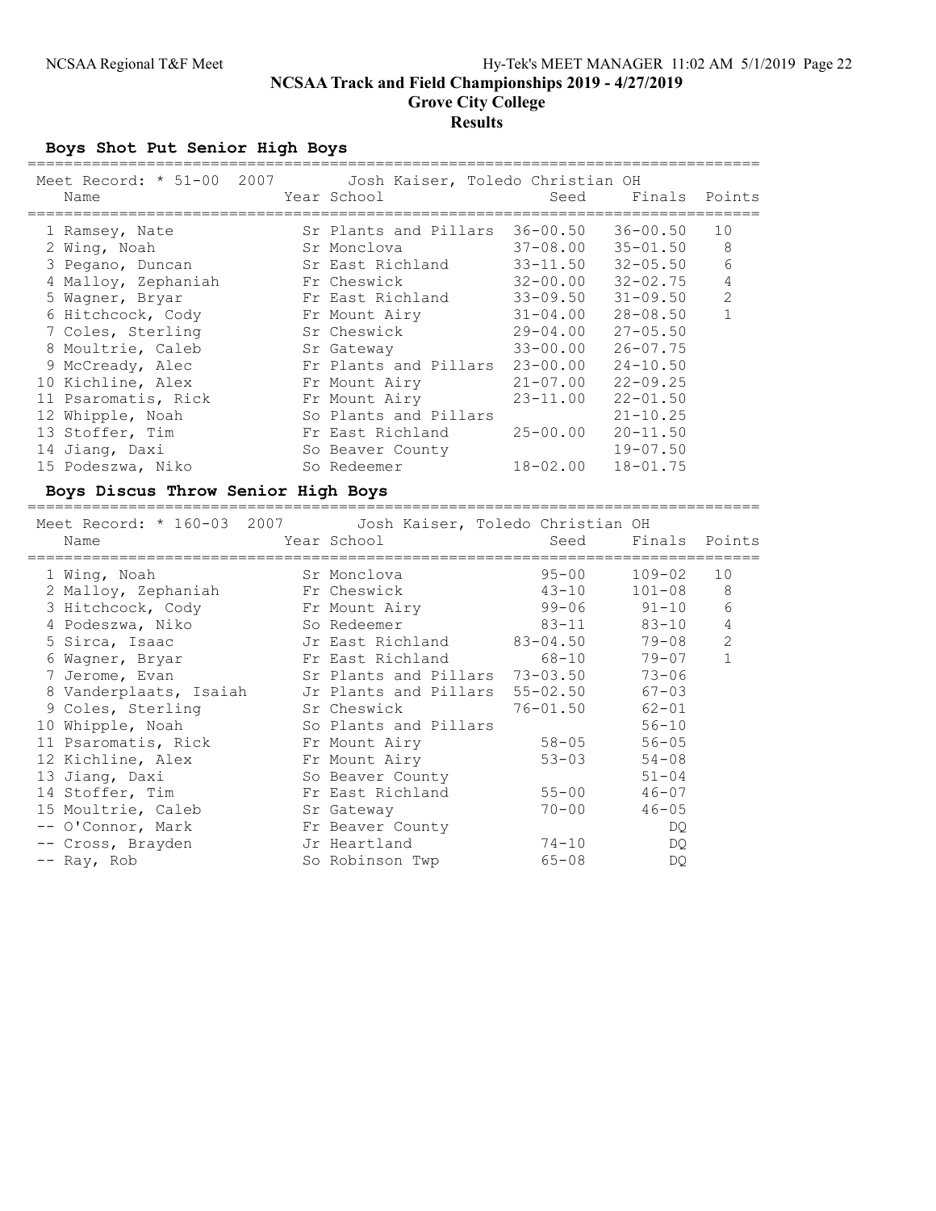# NCSAA Track and Field Championships 2019 - 4/27/2019

## Grove City College

### Results

**Boys Shot Put Senior High Boys**

Meet Record: * 51-00 2007 Josh Kaiser, Toledo Christian OH

| Place | Name | Year | School | Seed | Finals | Points |
|---|---|---|---|---|---|---|
| 1 | Ramsey, Nate | Sr | Plants and Pillars | 36-00.50 | 36-00.50 | 10 |
| 2 | Wing, Noah | Sr | Monclova | 37-08.00 | 35-01.50 | 8 |
| 3 | Pegano, Duncan | Sr | East Richland | 33-11.50 | 32-05.50 | 6 |
| 4 | Malloy, Zephaniah | Fr | Cheswick | 32-00.00 | 32-02.75 | 4 |
| 5 | Wagner, Bryar | Fr | East Richland | 33-09.50 | 31-09.50 | 2 |
| 6 | Hitchcock, Cody | Fr | Mount Airy | 31-04.00 | 28-08.50 | 1 |
| 7 | Coles, Sterling | Sr | Cheswick | 29-04.00 | 27-05.50 | |
| 8 | Moultrie, Caleb | Sr | Gateway | 33-00.00 | 26-07.75 | |
| 9 | McCready, Alec | Fr | Plants and Pillars | 23-00.00 | 24-10.50 | |
| 10 | Kichline, Alex | Fr | Mount Airy | 21-07.00 | 22-09.25 | |
| 11 | Psaromatis, Rick | Fr | Mount Airy | 23-11.00 | 22-01.50 | |
| 12 | Whipple, Noah | So | Plants and Pillars | | 21-10.25 | |
| 13 | Stoffer, Tim | Fr | East Richland | 25-00.00 | 20-11.50 | |
| 14 | Jiang, Daxi | So | Beaver County | | 19-07.50 | |
| 15 | Podeszwa, Niko | So | Redeemer | 18-02.00 | 18-01.75 | |

**Boys Discus Throw Senior High Boys**

Meet Record: * 160-03 2007 Josh Kaiser, Toledo Christian OH

| Place | Name | Year | School | Seed | Finals | Points |
|---|---|---|---|---|---|---|
| 1 | Wing, Noah | Sr | Monclova | 95-00 | 109-02 | 10 |
| 2 | Malloy, Zephaniah | Fr | Cheswick | 43-10 | 101-08 | 8 |
| 3 | Hitchcock, Cody | Fr | Mount Airy | 99-06 | 91-10 | 6 |
| 4 | Podeszwa, Niko | So | Redeemer | 83-11 | 83-10 | 4 |
| 5 | Sirca, Isaac | Jr | East Richland | 83-04.50 | 79-08 | 2 |
| 6 | Wagner, Bryar | Fr | East Richland | 68-10 | 79-07 | 1 |
| 7 | Jerome, Evan | Sr | Plants and Pillars | 73-03.50 | 73-06 | |
| 8 | Vanderplaats, Isaiah | Jr | Plants and Pillars | 55-02.50 | 67-03 | |
| 9 | Coles, Sterling | Sr | Cheswick | 76-01.50 | 62-01 | |
| 10 | Whipple, Noah | So | Plants and Pillars | | 56-10 | |
| 11 | Psaromatis, Rick | Fr | Mount Airy | 58-05 | 56-05 | |
| 12 | Kichline, Alex | Fr | Mount Airy | 53-03 | 54-08 | |
| 13 | Jiang, Daxi | So | Beaver County | | 51-04 | |
| 14 | Stoffer, Tim | Fr | East Richland | 55-00 | 46-07 | |
| 15 | Moultrie, Caleb | Sr | Gateway | 70-00 | 46-05 | |
| -- | O'Connor, Mark | Fr | Beaver County | | DQ | |
| -- | Cross, Brayden | Jr | Heartland | 74-10 | DQ | |
| -- | Ray, Rob | So | Robinson Twp | 65-08 | DQ | |